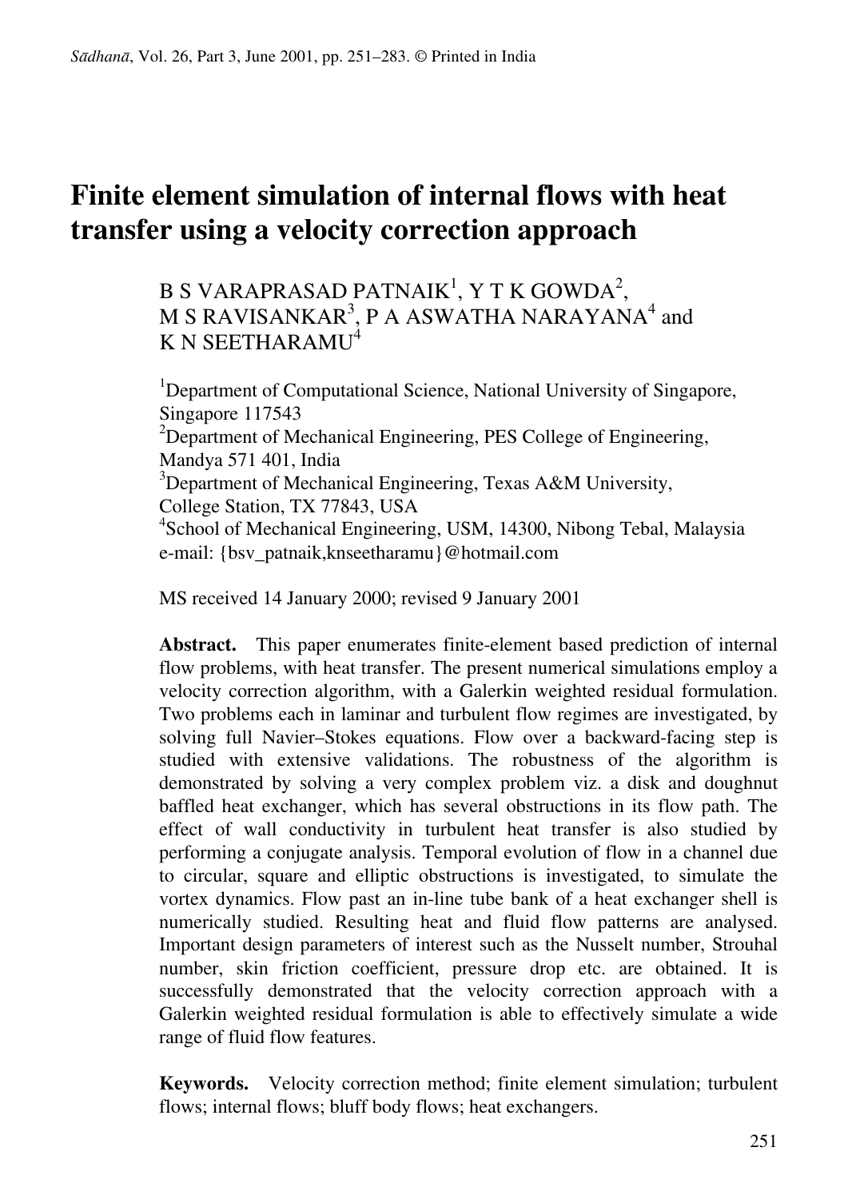# Finite element simulation of internal flows with heat transfer using a velocity correction approach

B S VARAPRASAD PATNAIK[1], Y T K GOWDA[2], M S RAVISANKAR[3], P A ASWATHA NARAYANA[4] and K N SEETHARAMU[4]

[1]Department of Computational Science, National University of Singapore, Singapore 117543
[2]Department of Mechanical Engineering, PES College of Engineering, Mandya 571 401, India
[3]Department of Mechanical Engineering, Texas A&M University, College Station, TX 77843, USA
[4]School of Mechanical Engineering, USM, 14300, Nibong Tebal, Malaysia
e-mail: {bsv_patnaik,knseetharamu}@hotmail.com

MS received 14 January 2000; revised 9 January 2001

**Abstract.** This paper enumerates finite-element based prediction of internal flow problems, with heat transfer. The present numerical simulations employ a velocity correction algorithm, with a Galerkin weighted residual formulation. Two problems each in laminar and turbulent flow regimes are investigated, by solving full Navier–Stokes equations. Flow over a backward-facing step is studied with extensive validations. The robustness of the algorithm is demonstrated by solving a very complex problem viz. a disk and doughnut baffled heat exchanger, which has several obstructions in its flow path. The effect of wall conductivity in turbulent heat transfer is also studied by performing a conjugate analysis. Temporal evolution of flow in a channel due to circular, square and elliptic obstructions is investigated, to simulate the vortex dynamics. Flow past an in-line tube bank of a heat exchanger shell is numerically studied. Resulting heat and fluid flow patterns are analysed. Important design parameters of interest such as the Nusselt number, Strouhal number, skin friction coefficient, pressure drop etc. are obtained. It is successfully demonstrated that the velocity correction approach with a Galerkin weighted residual formulation is able to effectively simulate a wide range of fluid flow features.

**Keywords.** Velocity correction method; finite element simulation; turbulent flows; internal flows; bluff body flows; heat exchangers.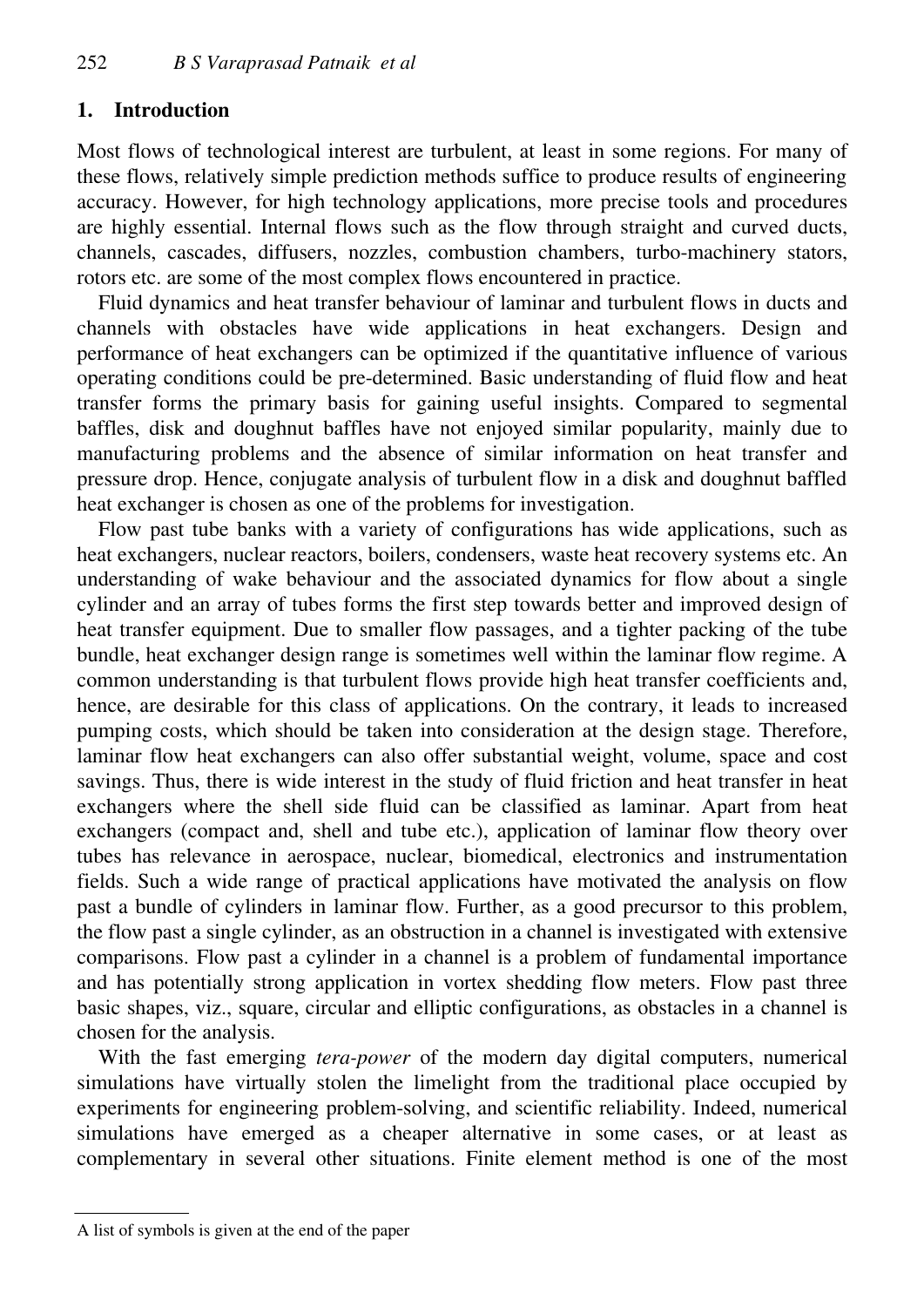## 1. Introduction

Most flows of technological interest are turbulent, at least in some regions. For many of these flows, relatively simple prediction methods suffice to produce results of engineering accuracy. However, for high technology applications, more precise tools and procedures are highly essential. Internal flows such as the flow through straight and curved ducts, channels, cascades, diffusers, nozzles, combustion chambers, turbo-machinery stators, rotors etc. are some of the most complex flows encountered in practice.

Fluid dynamics and heat transfer behaviour of laminar and turbulent flows in ducts and channels with obstacles have wide applications in heat exchangers. Design and performance of heat exchangers can be optimized if the quantitative influence of various operating conditions could be pre-determined. Basic understanding of fluid flow and heat transfer forms the primary basis for gaining useful insights. Compared to segmental baffles, disk and doughnut baffles have not enjoyed similar popularity, mainly due to manufacturing problems and the absence of similar information on heat transfer and pressure drop. Hence, conjugate analysis of turbulent flow in a disk and doughnut baffled heat exchanger is chosen as one of the problems for investigation.

Flow past tube banks with a variety of configurations has wide applications, such as heat exchangers, nuclear reactors, boilers, condensers, waste heat recovery systems etc. An understanding of wake behaviour and the associated dynamics for flow about a single cylinder and an array of tubes forms the first step towards better and improved design of heat transfer equipment. Due to smaller flow passages, and a tighter packing of the tube bundle, heat exchanger design range is sometimes well within the laminar flow regime. A common understanding is that turbulent flows provide high heat transfer coefficients and, hence, are desirable for this class of applications. On the contrary, it leads to increased pumping costs, which should be taken into consideration at the design stage. Therefore, laminar flow heat exchangers can also offer substantial weight, volume, space and cost savings. Thus, there is wide interest in the study of fluid friction and heat transfer in heat exchangers where the shell side fluid can be classified as laminar. Apart from heat exchangers (compact and, shell and tube etc.), application of laminar flow theory over tubes has relevance in aerospace, nuclear, biomedical, electronics and instrumentation fields. Such a wide range of practical applications have motivated the analysis on flow past a bundle of cylinders in laminar flow. Further, as a good precursor to this problem, the flow past a single cylinder, as an obstruction in a channel is investigated with extensive comparisons. Flow past a cylinder in a channel is a problem of fundamental importance and has potentially strong application in vortex shedding flow meters. Flow past three basic shapes, viz., square, circular and elliptic configurations, as obstacles in a channel is chosen for the analysis.

With the fast emerging *tera-power* of the modern day digital computers, numerical simulations have virtually stolen the limelight from the traditional place occupied by experiments for engineering problem-solving, and scientific reliability. Indeed, numerical simulations have emerged as a cheaper alternative in some cases, or at least as complementary in several other situations. Finite element method is one of the most

---

A list of symbols is given at the end of the paper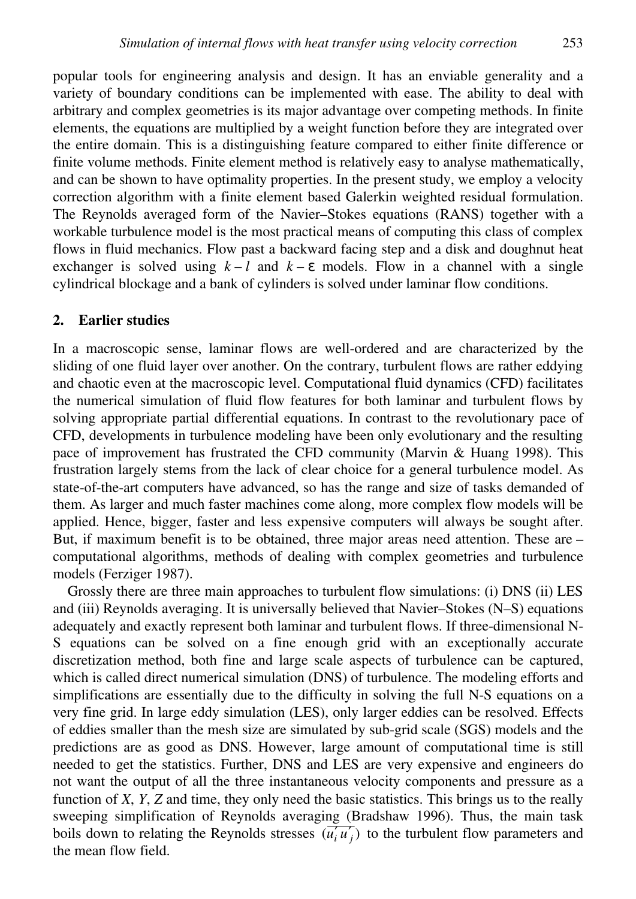popular tools for engineering analysis and design. It has an enviable generality and a variety of boundary conditions can be implemented with ease. The ability to deal with arbitrary and complex geometries is its major advantage over competing methods. In finite elements, the equations are multiplied by a weight function before they are integrated over the entire domain. This is a distinguishing feature compared to either finite difference or finite volume methods. Finite element method is relatively easy to analyse mathematically, and can be shown to have optimality properties. In the present study, we employ a velocity correction algorithm with a finite element based Galerkin weighted residual formulation. The Reynolds averaged form of the Navier–Stokes equations (RANS) together with a workable turbulence model is the most practical means of computing this class of complex flows in fluid mechanics. Flow past a backward facing step and a disk and doughnut heat exchanger is solved using $k-l$ and $k-\varepsilon$ models. Flow in a channel with a single cylindrical blockage and a bank of cylinders is solved under laminar flow conditions.

## 2. Earlier studies

In a macroscopic sense, laminar flows are well-ordered and are characterized by the sliding of one fluid layer over another. On the contrary, turbulent flows are rather eddying and chaotic even at the macroscopic level. Computational fluid dynamics (CFD) facilitates the numerical simulation of fluid flow features for both laminar and turbulent flows by solving appropriate partial differential equations. In contrast to the revolutionary pace of CFD, developments in turbulence modeling have been only evolutionary and the resulting pace of improvement has frustrated the CFD community (Marvin & Huang 1998). This frustration largely stems from the lack of clear choice for a general turbulence model. As state-of-the-art computers have advanced, so has the range and size of tasks demanded of them. As larger and much faster machines come along, more complex flow models will be applied. Hence, bigger, faster and less expensive computers will always be sought after. But, if maximum benefit is to be obtained, three major areas need attention. These are – computational algorithms, methods of dealing with complex geometries and turbulence models (Ferziger 1987).

Grossly there are three main approaches to turbulent flow simulations: (i) DNS (ii) LES and (iii) Reynolds averaging. It is universally believed that Navier–Stokes (N–S) equations adequately and exactly represent both laminar and turbulent flows. If three-dimensional N-S equations can be solved on a fine enough grid with an exceptionally accurate discretization method, both fine and large scale aspects of turbulence can be captured, which is called direct numerical simulation (DNS) of turbulence. The modeling efforts and simplifications are essentially due to the difficulty in solving the full N-S equations on a very fine grid. In large eddy simulation (LES), only larger eddies can be resolved. Effects of eddies smaller than the mesh size are simulated by sub-grid scale (SGS) models and the predictions are as good as DNS. However, large amount of computational time is still needed to get the statistics. Further, DNS and LES are very expensive and engineers do not want the output of all the three instantaneous velocity components and pressure as a function of $X$, $Y$, $Z$ and time, they only need the basic statistics. This brings us to the really sweeping simplification of Reynolds averaging (Bradshaw 1996). Thus, the main task boils down to relating the Reynolds stresses $(\overline{u_i' u_j'})$ to the turbulent flow parameters and the mean flow field.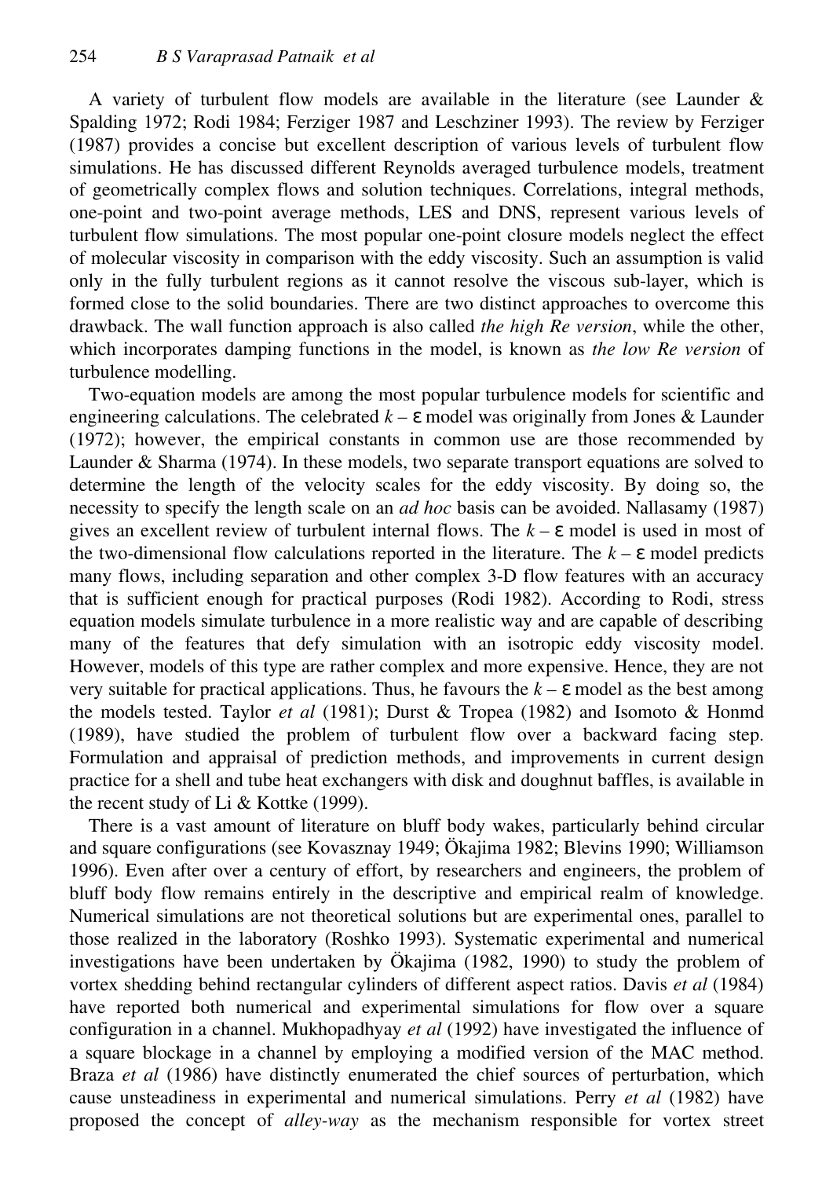A variety of turbulent flow models are available in the literature (see Launder & Spalding 1972; Rodi 1984; Ferziger 1987 and Leschziner 1993). The review by Ferziger (1987) provides a concise but excellent description of various levels of turbulent flow simulations. He has discussed different Reynolds averaged turbulence models, treatment of geometrically complex flows and solution techniques. Correlations, integral methods, one-point and two-point average methods, LES and DNS, represent various levels of turbulent flow simulations. The most popular one-point closure models neglect the effect of molecular viscosity in comparison with the eddy viscosity. Such an assumption is valid only in the fully turbulent regions as it cannot resolve the viscous sub-layer, which is formed close to the solid boundaries. There are two distinct approaches to overcome this drawback. The wall function approach is also called *the high Re version*, while the other, which incorporates damping functions in the model, is known as *the low Re version* of turbulence modelling.

Two-equation models are among the most popular turbulence models for scientific and engineering calculations. The celebrated $k-\varepsilon$ model was originally from Jones & Launder (1972); however, the empirical constants in common use are those recommended by Launder & Sharma (1974). In these models, two separate transport equations are solved to determine the length of the velocity scales for the eddy viscosity. By doing so, the necessity to specify the length scale on an *ad hoc* basis can be avoided. Nallasamy (1987) gives an excellent review of turbulent internal flows. The $k-\varepsilon$ model is used in most of the two-dimensional flow calculations reported in the literature. The $k-\varepsilon$ model predicts many flows, including separation and other complex 3-D flow features with an accuracy that is sufficient enough for practical purposes (Rodi 1982). According to Rodi, stress equation models simulate turbulence in a more realistic way and are capable of describing many of the features that defy simulation with an isotropic eddy viscosity model. However, models of this type are rather complex and more expensive. Hence, they are not very suitable for practical applications. Thus, he favours the $k-\varepsilon$ model as the best among the models tested. Taylor *et al* (1981); Durst & Tropea (1982) and Isomoto & Honmd (1989), have studied the problem of turbulent flow over a backward facing step. Formulation and appraisal of prediction methods, and improvements in current design practice for a shell and tube heat exchangers with disk and doughnut baffles, is available in the recent study of Li & Kottke (1999).

There is a vast amount of literature on bluff body wakes, particularly behind circular and square configurations (see Kovasznay 1949; Ökajima 1982; Blevins 1990; Williamson 1996). Even after over a century of effort, by researchers and engineers, the problem of bluff body flow remains entirely in the descriptive and empirical realm of knowledge. Numerical simulations are not theoretical solutions but are experimental ones, parallel to those realized in the laboratory (Roshko 1993). Systematic experimental and numerical investigations have been undertaken by Ökajima (1982, 1990) to study the problem of vortex shedding behind rectangular cylinders of different aspect ratios. Davis *et al* (1984) have reported both numerical and experimental simulations for flow over a square configuration in a channel. Mukhopadhyay *et al* (1992) have investigated the influence of a square blockage in a channel by employing a modified version of the MAC method. Braza *et al* (1986) have distinctly enumerated the chief sources of perturbation, which cause unsteadiness in experimental and numerical simulations. Perry *et al* (1982) have proposed the concept of *alley-way* as the mechanism responsible for vortex street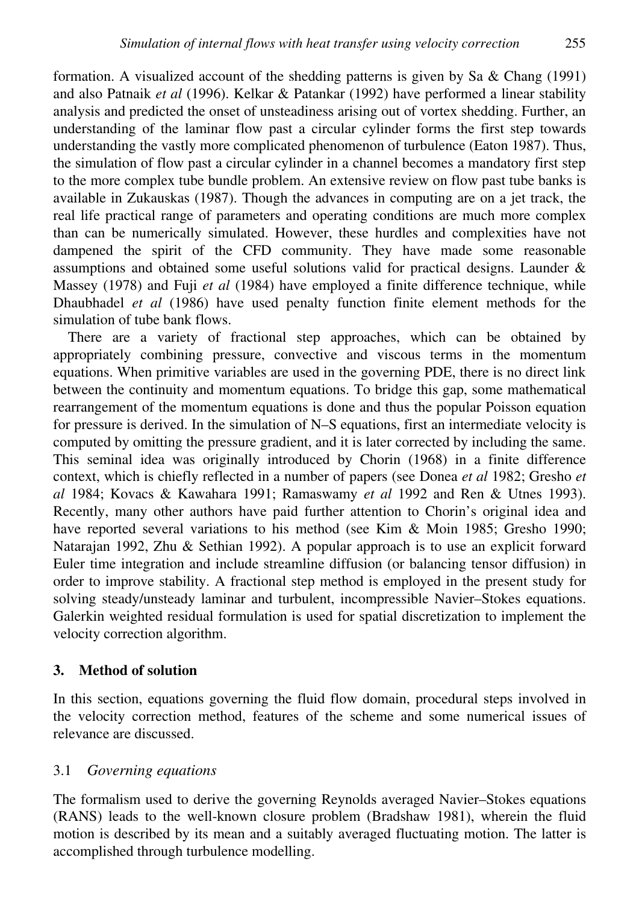formation. A visualized account of the shedding patterns is given by Sa & Chang (1991) and also Patnaik *et al* (1996). Kelkar & Patankar (1992) have performed a linear stability analysis and predicted the onset of unsteadiness arising out of vortex shedding. Further, an understanding of the laminar flow past a circular cylinder forms the first step towards understanding the vastly more complicated phenomenon of turbulence (Eaton 1987). Thus, the simulation of flow past a circular cylinder in a channel becomes a mandatory first step to the more complex tube bundle problem. An extensive review on flow past tube banks is available in Zukauskas (1987). Though the advances in computing are on a jet track, the real life practical range of parameters and operating conditions are much more complex than can be numerically simulated. However, these hurdles and complexities have not dampened the spirit of the CFD community. They have made some reasonable assumptions and obtained some useful solutions valid for practical designs. Launder & Massey (1978) and Fuji *et al* (1984) have employed a finite difference technique, while Dhaubhadel *et al* (1986) have used penalty function finite element methods for the simulation of tube bank flows.

There are a variety of fractional step approaches, which can be obtained by appropriately combining pressure, convective and viscous terms in the momentum equations. When primitive variables are used in the governing PDE, there is no direct link between the continuity and momentum equations. To bridge this gap, some mathematical rearrangement of the momentum equations is done and thus the popular Poisson equation for pressure is derived. In the simulation of N–S equations, first an intermediate velocity is computed by omitting the pressure gradient, and it is later corrected by including the same. This seminal idea was originally introduced by Chorin (1968) in a finite difference context, which is chiefly reflected in a number of papers (see Donea *et al* 1982; Gresho *et al* 1984; Kovacs & Kawahara 1991; Ramaswamy *et al* 1992 and Ren & Utnes 1993). Recently, many other authors have paid further attention to Chorin's original idea and have reported several variations to his method (see Kim & Moin 1985; Gresho 1990; Natarajan 1992, Zhu & Sethian 1992). A popular approach is to use an explicit forward Euler time integration and include streamline diffusion (or balancing tensor diffusion) in order to improve stability. A fractional step method is employed in the present study for solving steady/unsteady laminar and turbulent, incompressible Navier–Stokes equations. Galerkin weighted residual formulation is used for spatial discretization to implement the velocity correction algorithm.

## 3. Method of solution

In this section, equations governing the fluid flow domain, procedural steps involved in the velocity correction method, features of the scheme and some numerical issues of relevance are discussed.

### 3.1 *Governing equations*

The formalism used to derive the governing Reynolds averaged Navier–Stokes equations (RANS) leads to the well-known closure problem (Bradshaw 1981), wherein the fluid motion is described by its mean and a suitably averaged fluctuating motion. The latter is accomplished through turbulence modelling.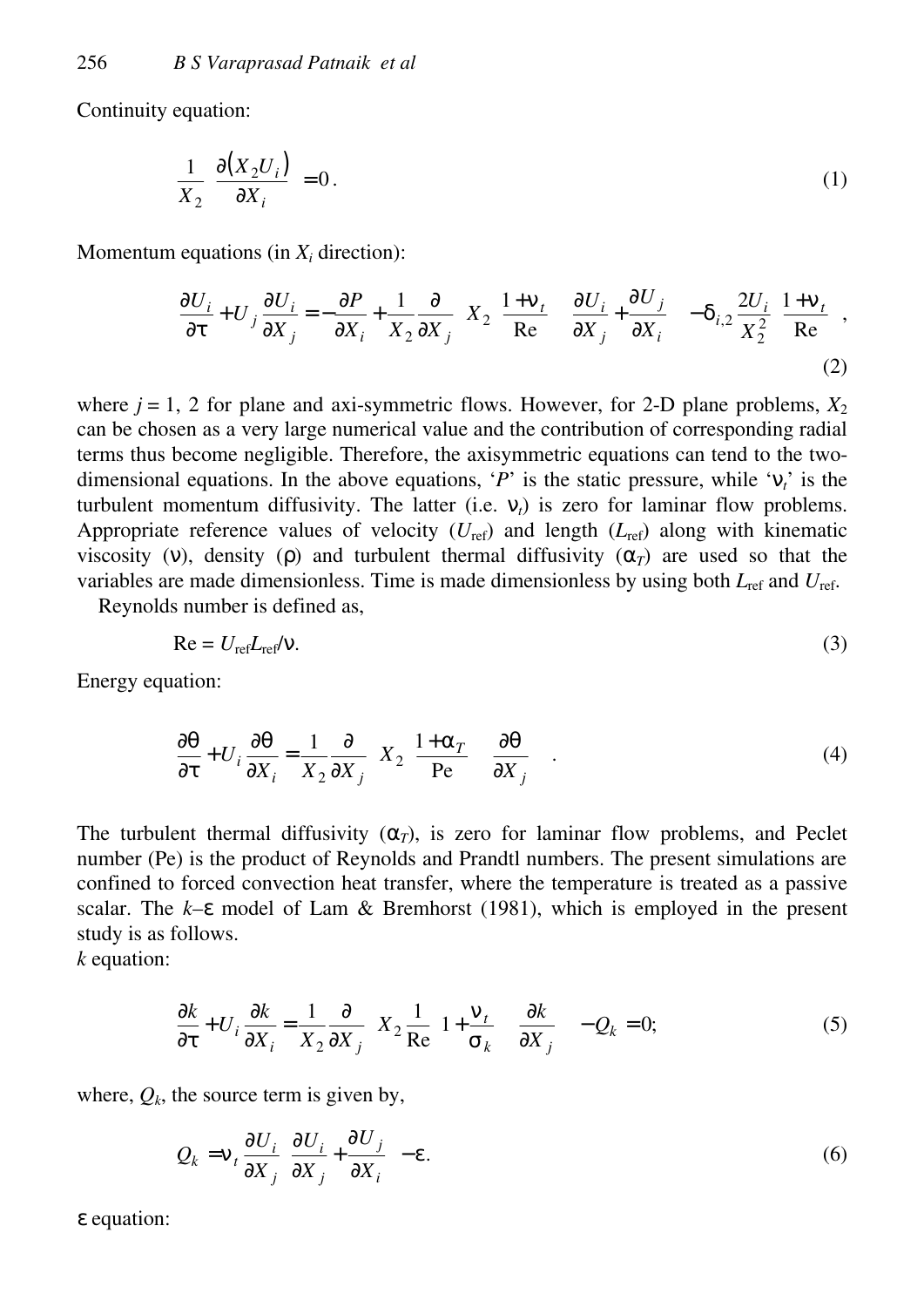Continuity equation:

$$\frac{1}{X_2}\left(\frac{\partial\left(X_2 U_i\right)}{\partial X_i}\right)=0. \tag{1}$$

Momentum equations (in $X_i$ direction):

$$\frac{\partial U_i}{\partial \tau}+U_j\frac{\partial U_i}{\partial X_j}=-\frac{\partial P}{\partial X_i}+\frac{1}{X_2}\frac{\partial}{\partial X_j}\left[X_2\left(\frac{1+\nu_t}{\mathrm{Re}}\right)\left(\frac{\partial U_i}{\partial X_j}+\frac{\partial U_j}{\partial X_i}\right)\right]-\delta_{i,2}\frac{2U_i}{X_2^2}\left(\frac{1+\nu_t}{\mathrm{Re}}\right), \tag{2}$$

where $j = 1, 2$ for plane and axi-symmetric flows. However, for 2-D plane problems, $X_2$ can be chosen as a very large numerical value and the contribution of corresponding radial terms thus become negligible. Therefore, the axisymmetric equations can tend to the two-dimensional equations. In the above equations, '$P$' is the static pressure, while '$\nu_t$' is the turbulent momentum diffusivity. The latter (i.e. $\nu_t$) is zero for laminar flow problems. Appropriate reference values of velocity ($U_{\mathrm{ref}}$) and length ($L_{\mathrm{ref}}$) along with kinematic viscosity ($\nu$), density ($\rho$) and turbulent thermal diffusivity ($\alpha_T$) are used so that the variables are made dimensionless. Time is made dimensionless by using both $L_{\mathrm{ref}}$ and $U_{\mathrm{ref}}$.

Reynolds number is defined as,

$$\mathrm{Re} = U_{\mathrm{ref}}L_{\mathrm{ref}}/\nu. \tag{3}$$

Energy equation:

$$\frac{\partial \theta}{\partial \tau}+U_i\frac{\partial \theta}{\partial X_i}=\frac{1}{X_2}\frac{\partial}{\partial X_j}\left[X_2\left(\frac{1+\alpha_T}{\mathrm{Pe}}\right)\left(\frac{\partial \theta}{\partial X_j}\right)\right]. \tag{4}$$

The turbulent thermal diffusivity ($\alpha_T$), is zero for laminar flow problems, and Peclet number (Pe) is the product of Reynolds and Prandtl numbers. The present simulations are confined to forced convection heat transfer, where the temperature is treated as a passive scalar. The $k$–$\varepsilon$ model of Lam & Bremhorst (1981), which is employed in the present study is as follows.

$k$ equation:

$$\frac{\partial k}{\partial \tau}+U_i\frac{\partial k}{\partial X_i}=\frac{1}{X_2}\frac{\partial}{\partial X_j}\left[X_2\frac{1}{\mathrm{Re}}\left(1+\frac{\nu_t}{\sigma_k}\right)\left(\frac{\partial k}{\partial X_j}\right)\right]-Q_k=0; \tag{5}$$

where, $Q_k$, the source term is given by,

$$Q_k=\nu_t\frac{\partial U_i}{\partial X_j}\left(\frac{\partial U_i}{\partial X_j}+\frac{\partial U_j}{\partial X_i}\right)-\varepsilon. \tag{6}$$

$\varepsilon$ equation: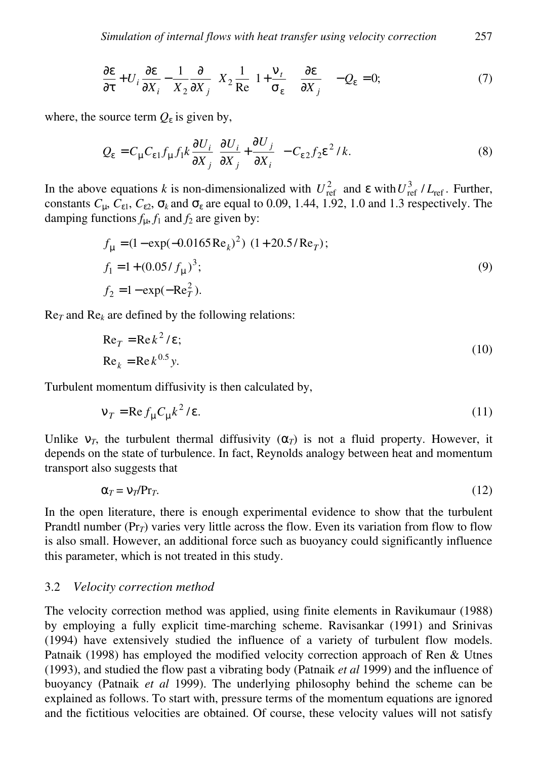$$\frac{\partial \varepsilon}{\partial \tau} + U_i \frac{\partial \varepsilon}{\partial X_i} - \frac{1}{X_2} \frac{\partial}{\partial X_j} \left[ X_2 \frac{1}{\mathrm{Re}} \left( 1 + \frac{\nu_t}{\sigma_\varepsilon} \right) \frac{\partial \varepsilon}{\partial X_j} \right] - Q_\varepsilon = 0; \tag{7}$$

where, the source term $Q_\varepsilon$ is given by,

$$Q_\varepsilon = C_\mu C_{\varepsilon 1} f_\mu f_1 k \frac{\partial U_i}{\partial X_j} \left( \frac{\partial U_i}{\partial X_j} + \frac{\partial U_j}{\partial X_i} \right) - C_{\varepsilon 2} f_2 \varepsilon^2 / k. \tag{8}$$

In the above equations $k$ is non-dimensionalized with $U_{\mathrm{ref}}^2$ and $\varepsilon$ with $U_{\mathrm{ref}}^3 / L_{\mathrm{ref}}$. Further, constants $C_\mu$, $C_{\varepsilon 1}$, $C_{\varepsilon 2}$, $\sigma_k$ and $\sigma_\varepsilon$ are equal to 0.09, 1.44, 1.92, 1.0 and 1.3 respectively. The damping functions $f_\mu$, $f_1$ and $f_2$ are given by:

$$\begin{aligned} f_\mu &= (1 - \exp(-0.0165 \mathrm{Re}_k)^2)\ (1 + 20.5 / \mathrm{Re}_T); \\ f_1 &= 1 + (0.05 / f_\mu)^3; \\ f_2 &= 1 - \exp(-\mathrm{Re}_T^2). \end{aligned} \tag{9}$$

$\mathrm{Re}_T$ and $\mathrm{Re}_k$ are defined by the following relations:

$$\begin{aligned} \mathrm{Re}_T &= \mathrm{Re}\, k^2 / \varepsilon; \\ \mathrm{Re}_k &= \mathrm{Re}\, k^{0.5} y. \end{aligned} \tag{10}$$

Turbulent momentum diffusivity is then calculated by,

$$\nu_T = \mathrm{Re}\, f_\mu C_\mu k^2 / \varepsilon. \tag{11}$$

Unlike $\nu_T$, the turbulent thermal diffusivity ($\alpha_T$) is not a fluid property. However, it depends on the state of turbulence. In fact, Reynolds analogy between heat and momentum transport also suggests that

$$\alpha_T = \nu_T / \mathrm{Pr}_T. \tag{12}$$

In the open literature, there is enough experimental evidence to show that the turbulent Prandtl number ($\mathrm{Pr}_T$) varies very little across the flow. Even its variation from flow to flow is also small. However, an additional force such as buoyancy could significantly influence this parameter, which is not treated in this study.

### 3.2 *Velocity correction method*

The velocity correction method was applied, using finite elements in Ravikumaur (1988) by employing a fully explicit time-marching scheme. Ravisankar (1991) and Srinivas (1994) have extensively studied the influence of a variety of turbulent flow models. Patnaik (1998) has employed the modified velocity correction approach of Ren & Utnes (1993), and studied the flow past a vibrating body (Patnaik *et al* 1999) and the influence of buoyancy (Patnaik *et al* 1999). The underlying philosophy behind the scheme can be explained as follows. To start with, pressure terms of the momentum equations are ignored and the fictitious velocities are obtained. Of course, these velocity values will not satisfy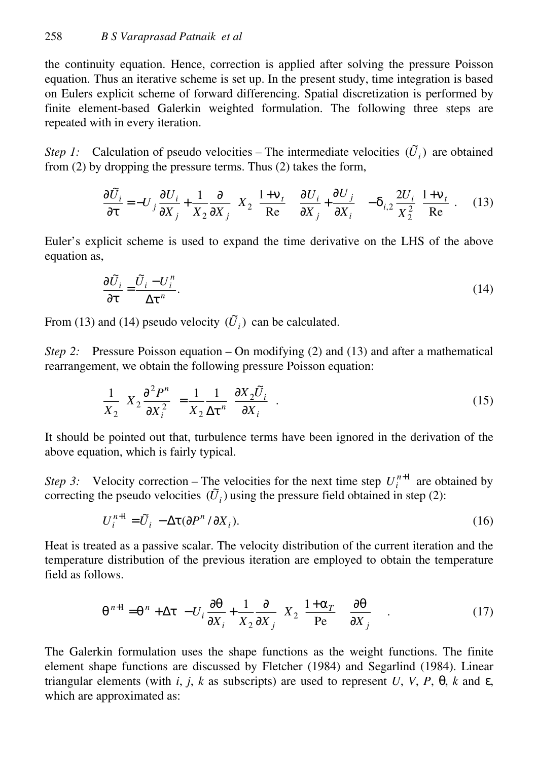the continuity equation. Hence, correction is applied after solving the pressure Poisson equation. Thus an iterative scheme is set up. In the present study, time integration is based on Eulers explicit scheme of forward differencing. Spatial discretization is performed by finite element-based Galerkin weighted formulation. The following three steps are repeated with in every iteration.

*Step 1:* Calculation of pseudo velocities – The intermediate velocities $(\tilde{U}_i)$ are obtained from (2) by dropping the pressure terms. Thus (2) takes the form,

$$\frac{\partial \tilde{U}_i}{\partial \tau} = -U_j \frac{\partial U_i}{\partial X_j} + \frac{1}{X_2}\frac{\partial}{\partial X_j}\left[ X_2 \left(\frac{1+\nu_t}{\mathrm{Re}}\right)\left(\frac{\partial U_i}{\partial X_j} + \frac{\partial U_j}{\partial X_i}\right)\right] - \delta_{i,2}\frac{2U_i}{X_2^2}\left(\frac{1+\nu_t}{\mathrm{Re}}\right). \quad (13)$$

Euler's explicit scheme is used to expand the time derivative on the LHS of the above equation as,

$$\frac{\partial \tilde{U}_i}{\partial \tau} = \frac{\tilde{U}_i - U_i^n}{\Delta \tau^n}. \quad (14)$$

From (13) and (14) pseudo velocity $(\tilde{U}_i)$ can be calculated.

*Step 2:* Pressure Poisson equation – On modifying (2) and (13) and after a mathematical rearrangement, we obtain the following pressure Poisson equation:

$$\frac{1}{X_2}\left(X_2 \frac{\partial^2 P^n}{\partial X_i^2}\right) = \frac{1}{X_2}\frac{1}{\Delta \tau^n}\left(\frac{\partial X_2 \tilde{U}_i}{\partial X_i}\right). \quad (15)$$

It should be pointed out that, turbulence terms have been ignored in the derivation of the above equation, which is fairly typical.

*Step 3:* Velocity correction – The velocities for the next time step $U_i^{n+1}$ are obtained by correcting the pseudo velocities $(\tilde{U}_i)$ using the pressure field obtained in step (2):

$$U_i^{n+1} = \tilde{U}_i - \Delta\tau(\partial P^n / \partial X_i). \quad (16)$$

Heat is treated as a passive scalar. The velocity distribution of the current iteration and the temperature distribution of the previous iteration are employed to obtain the temperature field as follows.

$$\theta^{n+1} = \theta^n + \Delta\tau\left[-U_i \frac{\partial \theta}{\partial X_i} + \frac{1}{X_2}\frac{\partial}{\partial X_j}\left(X_2\left(\frac{1+\alpha_T}{\mathrm{Pe}}\right)\frac{\partial \theta}{\partial X_j}\right)\right]. \quad (17)$$

The Galerkin formulation uses the shape functions as the weight functions. The finite element shape functions are discussed by Fletcher (1984) and Segarlind (1984). Linear triangular elements (with $i$, $j$, $k$ as subscripts) are used to represent $U$, $V$, $P$, $\theta$, $k$ and $\varepsilon$, which are approximated as: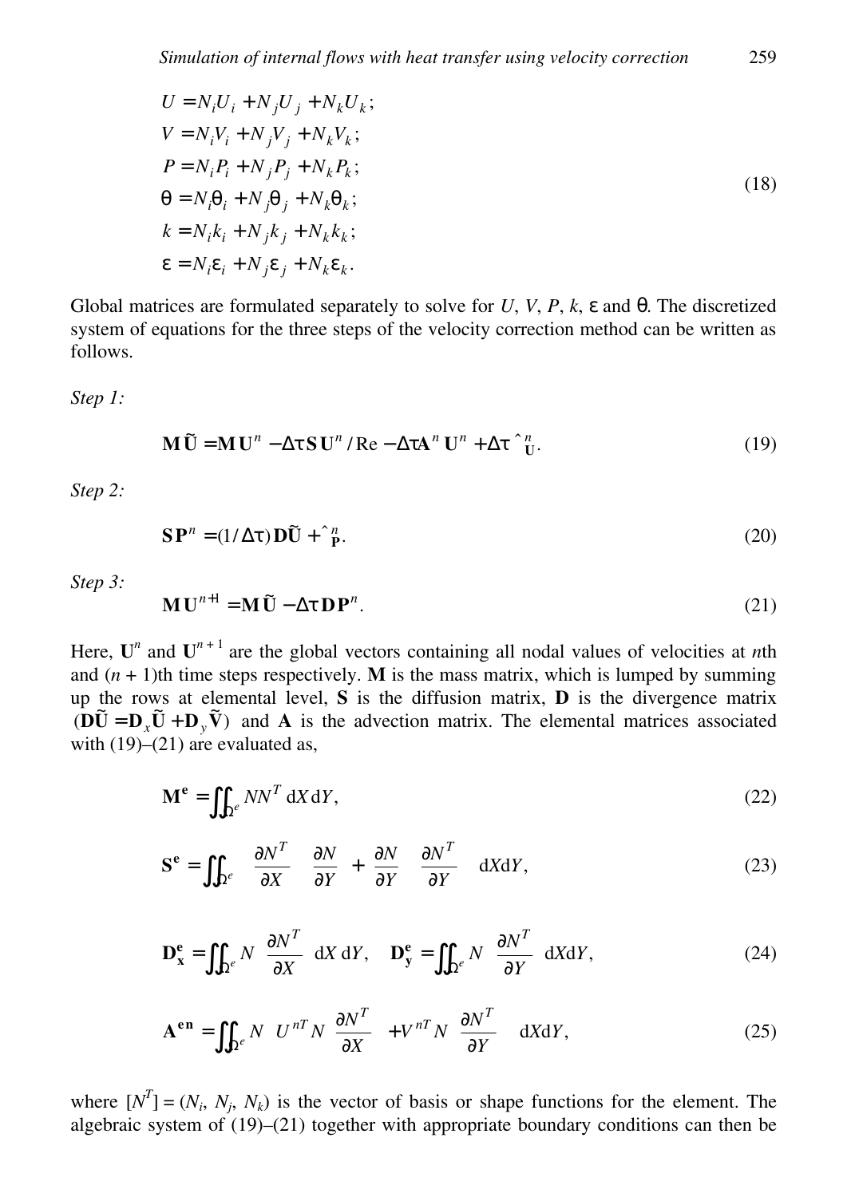$$
\begin{aligned}
U &= N_i U_i + N_j U_j + N_k U_k; \\
V &= N_i V_i + N_j V_j + N_k V_k; \\
P &= N_i P_i + N_j P_j + N_k P_k; \\
\theta &= N_i \theta_i + N_j \theta_j + N_k \theta_k; \\
k &= N_i k_i + N_j k_j + N_k k_k; \\
\varepsilon &= N_i \varepsilon_i + N_j \varepsilon_j + N_k \varepsilon_k.
\end{aligned}
\tag{18}
$$

Global matrices are formulated separately to solve for $U$, $V$, $P$, $k$, $\varepsilon$ and $\theta$. The discretized system of equations for the three steps of the velocity correction method can be written as follows.

*Step 1:*

$$
\mathbf{M}\tilde{\mathbf{U}} = \mathbf{M}\mathbf{U}^n - \Delta\tau \mathbf{S}\mathbf{U}^n / \mathrm{Re} - \Delta\tau \mathbf{A}^n \mathbf{U}^n + \Delta\tau\, \hat{}_{\mathbf{U}}^{\,n}. \tag{19}
$$

*Step 2:*

$$
\mathbf{S}\mathbf{P}^n = (1/\Delta\tau)\, \mathbf{D}\tilde{\mathbf{U}} + \hat{}_{\mathbf{P}}^{\,n}. \tag{20}
$$

*Step 3:*

$$
\mathbf{M}\mathbf{U}^{n+1} = \mathbf{M}\tilde{\mathbf{U}} - \Delta\tau\, \mathbf{D}\mathbf{P}^n. \tag{21}
$$

Here, $\mathbf{U}^n$ and $\mathbf{U}^{n+1}$ are the global vectors containing all nodal values of velocities at $n$th and $(n+1)$th time steps respectively. $\mathbf{M}$ is the mass matrix, which is lumped by summing up the rows at elemental level, $\mathbf{S}$ is the diffusion matrix, $\mathbf{D}$ is the divergence matrix $(\mathbf{D}\tilde{\mathbf{U}} = \mathbf{D}_x \tilde{\mathbf{U}} + \mathbf{D}_y \tilde{\mathbf{V}})$ and $\mathbf{A}$ is the advection matrix. The elemental matrices associated with (19)–(21) are evaluated as,

$$
\mathbf{M^e} = \iint_{\Omega^e} N N^T \, \mathrm{d}X \, \mathrm{d}Y, \tag{22}
$$

$$
\mathbf{S^e} = \iint_{\Omega^e} \left( \frac{\partial N^T}{\partial X} \frac{\partial N}{\partial Y} + \frac{\partial N}{\partial Y} \frac{\partial N^T}{\partial Y} \right) \mathrm{d}X \mathrm{d}Y, \tag{23}
$$

$$
\mathbf{D_x^e} = \iint_{\Omega^e} N \left( \frac{\partial N^T}{\partial X} \right) \mathrm{d}X \, \mathrm{d}Y, \quad \mathbf{D_y^e} = \iint_{\Omega^e} N \left( \frac{\partial N^T}{\partial Y} \right) \mathrm{d}X \mathrm{d}Y, \tag{24}
$$

$$
\mathbf{A^{en}} = \iint_{\Omega^e} N \left( U^{nT} N \left( \frac{\partial N^T}{\partial X} \right) + V^{nT} N \left( \frac{\partial N^T}{\partial Y} \right) \right) \mathrm{d}X \mathrm{d}Y, \tag{25}
$$

where $[N^T] = (N_i, N_j, N_k)$ is the vector of basis or shape functions for the element. The algebraic system of (19)–(21) together with appropriate boundary conditions can then be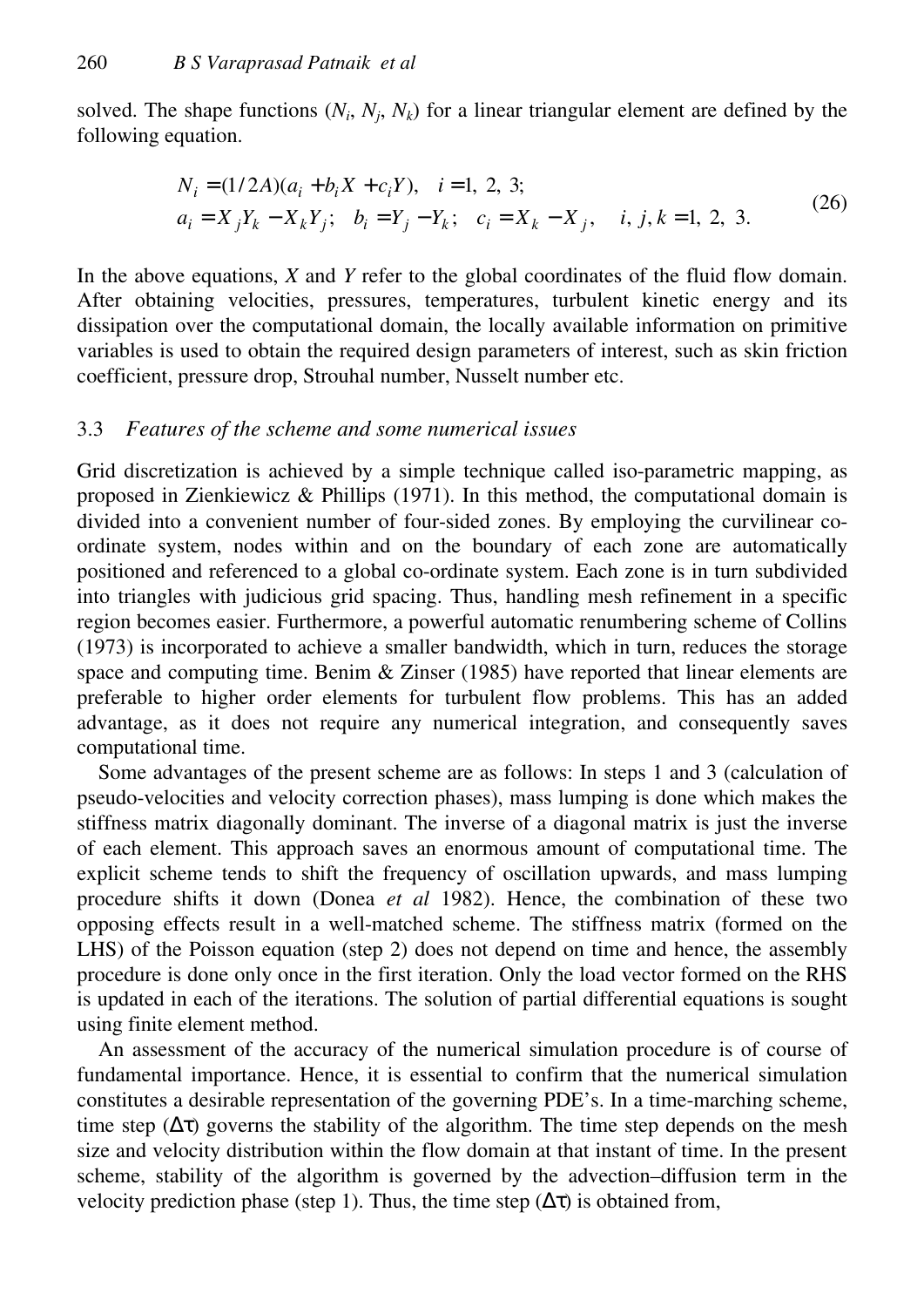solved. The shape functions ($N_i$, $N_j$, $N_k$) for a linear triangular element are defined by the following equation.

$$
\begin{aligned}
&N_i = (1/2A)(a_i + b_i X + c_i Y), \quad i = 1,\ 2,\ 3; \\
&a_i = X_j Y_k - X_k Y_j; \quad b_i = Y_j - Y_k; \quad c_i = X_k - X_j, \quad i, j, k = 1,\ 2,\ 3.
\end{aligned} \tag{26}
$$

In the above equations, $X$ and $Y$ refer to the global coordinates of the fluid flow domain. After obtaining velocities, pressures, temperatures, turbulent kinetic energy and its dissipation over the computational domain, the locally available information on primitive variables is used to obtain the required design parameters of interest, such as skin friction coefficient, pressure drop, Strouhal number, Nusselt number etc.

### 3.3 *Features of the scheme and some numerical issues*

Grid discretization is achieved by a simple technique called iso-parametric mapping, as proposed in Zienkiewicz & Phillips (1971). In this method, the computational domain is divided into a convenient number of four-sided zones. By employing the curvilinear co-ordinate system, nodes within and on the boundary of each zone are automatically positioned and referenced to a global co-ordinate system. Each zone is in turn subdivided into triangles with judicious grid spacing. Thus, handling mesh refinement in a specific region becomes easier. Furthermore, a powerful automatic renumbering scheme of Collins (1973) is incorporated to achieve a smaller bandwidth, which in turn, reduces the storage space and computing time. Benim & Zinser (1985) have reported that linear elements are preferable to higher order elements for turbulent flow problems. This has an added advantage, as it does not require any numerical integration, and consequently saves computational time.

Some advantages of the present scheme are as follows: In steps 1 and 3 (calculation of pseudo-velocities and velocity correction phases), mass lumping is done which makes the stiffness matrix diagonally dominant. The inverse of a diagonal matrix is just the inverse of each element. This approach saves an enormous amount of computational time. The explicit scheme tends to shift the frequency of oscillation upwards, and mass lumping procedure shifts it down (Donea *et al* 1982). Hence, the combination of these two opposing effects result in a well-matched scheme. The stiffness matrix (formed on the LHS) of the Poisson equation (step 2) does not depend on time and hence, the assembly procedure is done only once in the first iteration. Only the load vector formed on the RHS is updated in each of the iterations. The solution of partial differential equations is sought using finite element method.

An assessment of the accuracy of the numerical simulation procedure is of course of fundamental importance. Hence, it is essential to confirm that the numerical simulation constitutes a desirable representation of the governing PDE's. In a time-marching scheme, time step ($\Delta\tau$) governs the stability of the algorithm. The time step depends on the mesh size and velocity distribution within the flow domain at that instant of time. In the present scheme, stability of the algorithm is governed by the advection–diffusion term in the velocity prediction phase (step 1). Thus, the time step ($\Delta\tau$) is obtained from,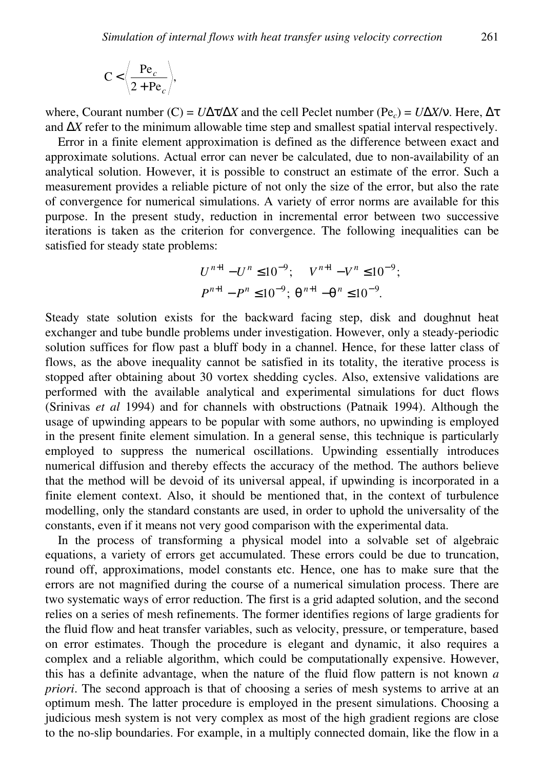$$\mathrm{C} < \left\langle \frac{\mathrm{Pe}_c}{2 + \mathrm{Pe}_c} \right\rangle,$$

where, Courant number (C) = $U\Delta\tau/\Delta X$ and the cell Peclet number ($\mathrm{Pe}_c$) = $U\Delta X/\nu$. Here, $\Delta\tau$ and $\Delta X$ refer to the minimum allowable time step and smallest spatial interval respectively.

Error in a finite element approximation is defined as the difference between exact and approximate solutions. Actual error can never be calculated, due to non-availability of an analytical solution. However, it is possible to construct an estimate of the error. Such a measurement provides a reliable picture of not only the size of the error, but also the rate of convergence for numerical simulations. A variety of error norms are available for this purpose. In the present study, reduction in incremental error between two successive iterations is taken as the criterion for convergence. The following inequalities can be satisfied for steady state problems:

$$U^{n+1} - U^{n} \le 10^{-9}; \quad V^{n+1} - V^{n} \le 10^{-9};$$
$$P^{n+1} - P^{n} \le 10^{-9}; \; \theta^{n+1} - \theta^{n} \le 10^{-9}.$$

Steady state solution exists for the backward facing step, disk and doughnut heat exchanger and tube bundle problems under investigation. However, only a steady-periodic solution suffices for flow past a bluff body in a channel. Hence, for these latter class of flows, as the above inequality cannot be satisfied in its totality, the iterative process is stopped after obtaining about 30 vortex shedding cycles. Also, extensive validations are performed with the available analytical and experimental simulations for duct flows (Srinivas *et al* 1994) and for channels with obstructions (Patnaik 1994). Although the usage of upwinding appears to be popular with some authors, no upwinding is employed in the present finite element simulation. In a general sense, this technique is particularly employed to suppress the numerical oscillations. Upwinding essentially introduces numerical diffusion and thereby effects the accuracy of the method. The authors believe that the method will be devoid of its universal appeal, if upwinding is incorporated in a finite element context. Also, it should be mentioned that, in the context of turbulence modelling, only the standard constants are used, in order to uphold the universality of the constants, even if it means not very good comparison with the experimental data.

In the process of transforming a physical model into a solvable set of algebraic equations, a variety of errors get accumulated. These errors could be due to truncation, round off, approximations, model constants etc. Hence, one has to make sure that the errors are not magnified during the course of a numerical simulation process. There are two systematic ways of error reduction. The first is a grid adapted solution, and the second relies on a series of mesh refinements. The former identifies regions of large gradients for the fluid flow and heat transfer variables, such as velocity, pressure, or temperature, based on error estimates. Though the procedure is elegant and dynamic, it also requires a complex and a reliable algorithm, which could be computationally expensive. However, this has a definite advantage, when the nature of the fluid flow pattern is not known *a priori*. The second approach is that of choosing a series of mesh systems to arrive at an optimum mesh. The latter procedure is employed in the present simulations. Choosing a judicious mesh system is not very complex as most of the high gradient regions are close to the no-slip boundaries. For example, in a multiply connected domain, like the flow in a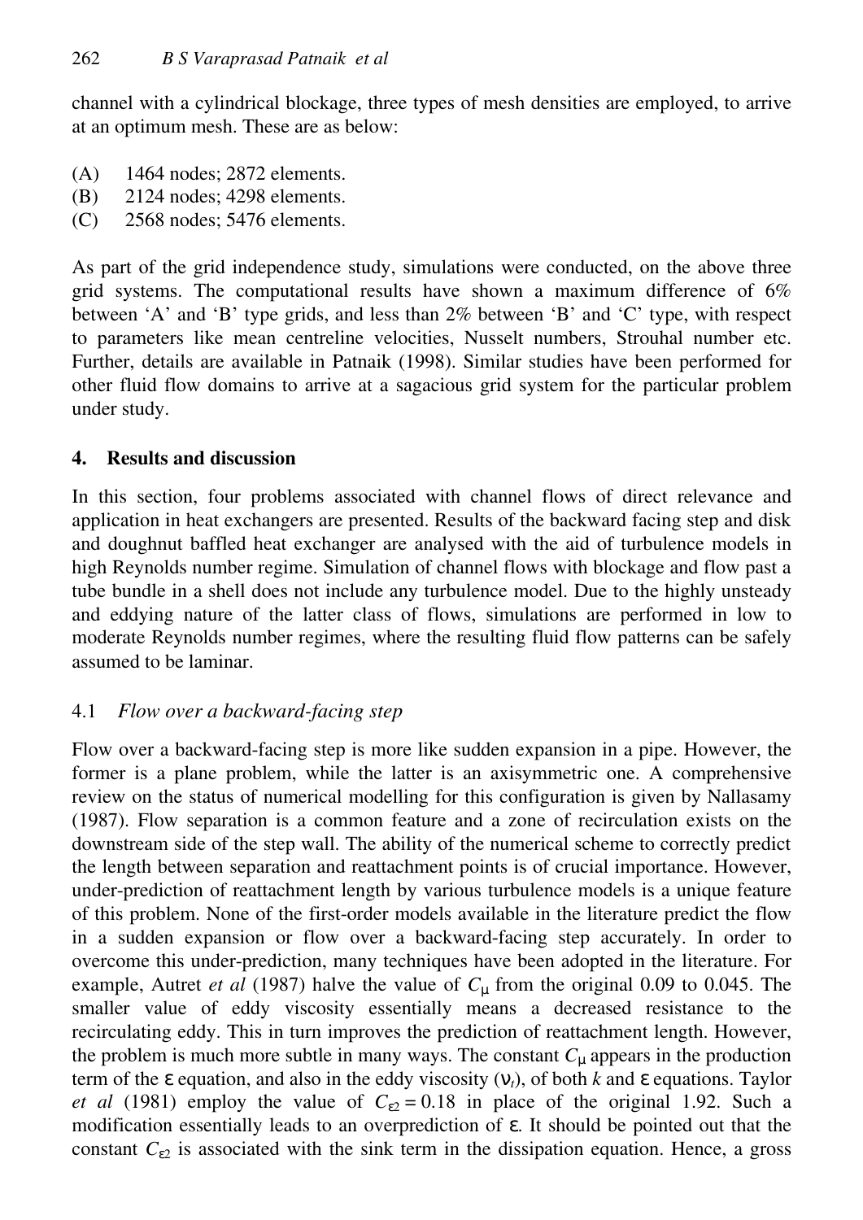channel with a cylindrical blockage, three types of mesh densities are employed, to arrive at an optimum mesh. These are as below:

(A) 1464 nodes; 2872 elements.
(B) 2124 nodes; 4298 elements.
(C) 2568 nodes; 5476 elements.

As part of the grid independence study, simulations were conducted, on the above three grid systems. The computational results have shown a maximum difference of 6% between 'A' and 'B' type grids, and less than 2% between 'B' and 'C' type, with respect to parameters like mean centreline velocities, Nusselt numbers, Strouhal number etc. Further, details are available in Patnaik (1998). Similar studies have been performed for other fluid flow domains to arrive at a sagacious grid system for the particular problem under study.

## 4. Results and discussion

In this section, four problems associated with channel flows of direct relevance and application in heat exchangers are presented. Results of the backward facing step and disk and doughnut baffled heat exchanger are analysed with the aid of turbulence models in high Reynolds number regime. Simulation of channel flows with blockage and flow past a tube bundle in a shell does not include any turbulence model. Due to the highly unsteady and eddying nature of the latter class of flows, simulations are performed in low to moderate Reynolds number regimes, where the resulting fluid flow patterns can be safely assumed to be laminar.

### 4.1 *Flow over a backward-facing step*

Flow over a backward-facing step is more like sudden expansion in a pipe. However, the former is a plane problem, while the latter is an axisymmetric one. A comprehensive review on the status of numerical modelling for this configuration is given by Nallasamy (1987). Flow separation is a common feature and a zone of recirculation exists on the downstream side of the step wall. The ability of the numerical scheme to correctly predict the length between separation and reattachment points is of crucial importance. However, under-prediction of reattachment length by various turbulence models is a unique feature of this problem. None of the first-order models available in the literature predict the flow in a sudden expansion or flow over a backward-facing step accurately. In order to overcome this under-prediction, many techniques have been adopted in the literature. For example, Autret *et al* (1987) halve the value of $C_\mu$ from the original 0.09 to 0.045. The smaller value of eddy viscosity essentially means a decreased resistance to the recirculating eddy. This in turn improves the prediction of reattachment length. However, the problem is much more subtle in many ways. The constant $C_\mu$ appears in the production term of the $\varepsilon$ equation, and also in the eddy viscosity ($\nu_t$), of both $k$ and $\varepsilon$ equations. Taylor *et al* (1981) employ the value of $C_{\varepsilon 2} = 0.18$ in place of the original 1.92. Such a modification essentially leads to an overprediction of $\varepsilon$. It should be pointed out that the constant $C_{\varepsilon 2}$ is associated with the sink term in the dissipation equation. Hence, a gross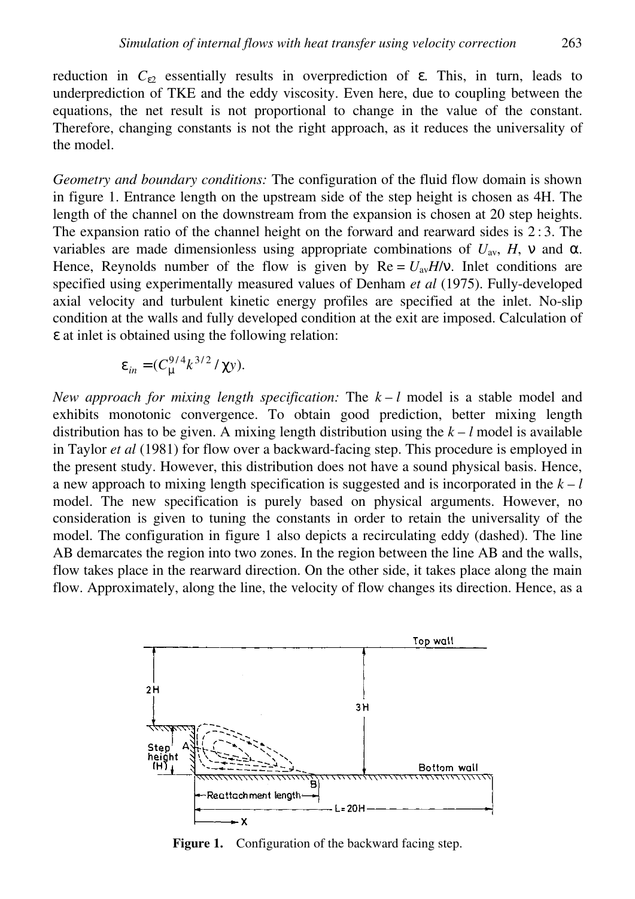reduction in $C_{\varepsilon 2}$ essentially results in overprediction of $\varepsilon$. This, in turn, leads to underprediction of TKE and the eddy viscosity. Even here, due to coupling between the equations, the net result is not proportional to change in the value of the constant. Therefore, changing constants is not the right approach, as it reduces the universality of the model.

*Geometry and boundary conditions:* The configuration of the fluid flow domain is shown in figure 1. Entrance length on the upstream side of the step height is chosen as 4H. The length of the channel on the downstream from the expansion is chosen at 20 step heights. The expansion ratio of the channel height on the forward and rearward sides is 2 : 3. The variables are made dimensionless using appropriate combinations of $U_{av}$, $H$, $\nu$ and $\alpha$. Hence, Reynolds number of the flow is given by $\mathrm{Re} = U_{av}H/\nu$. Inlet conditions are specified using experimentally measured values of Denham *et al* (1975). Fully-developed axial velocity and turbulent kinetic energy profiles are specified at the inlet. No-slip condition at the walls and fully developed condition at the exit are imposed. Calculation of $\varepsilon$ at inlet is obtained using the following relation:

$$\varepsilon_{in} = (C_{\mu}^{9/4} k^{3/2} / \chi y).$$

*New approach for mixing length specification:* The $k - l$ model is a stable model and exhibits monotonic convergence. To obtain good prediction, better mixing length distribution has to be given. A mixing length distribution using the $k - l$ model is available in Taylor *et al* (1981) for flow over a backward-facing step. This procedure is employed in the present study. However, this distribution does not have a sound physical basis. Hence, a new approach to mixing length specification is suggested and is incorporated in the $k - l$ model. The new specification is purely based on physical arguments. However, no consideration is given to tuning the constants in order to retain the universality of the model. The configuration in figure 1 also depicts a recirculating eddy (dashed). The line AB demarcates the region into two zones. In the region between the line AB and the walls, flow takes place in the rearward direction. On the other side, it takes place along the main flow. Approximately, along the line, the velocity of flow changes its direction. Hence, as a

**Figure 1.** Configuration of the backward facing step.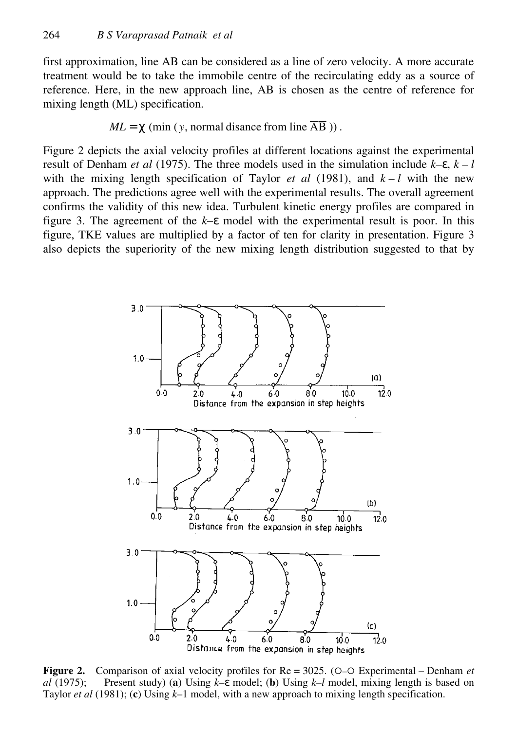first approximation, line AB can be considered as a line of zero velocity. A more accurate treatment would be to take the immobile centre of the recirculating eddy as a source of reference. Here, in the new approach line, AB is chosen as the centre of reference for mixing length (ML) specification.

$$ML = \chi\ (\min\ (y, \text{normal disance from line } \overline{\text{AB}}))\ .$$

Figure 2 depicts the axial velocity profiles at different locations against the experimental result of Denham *et al* (1975). The three models used in the simulation include $k$–$\varepsilon$, $k - l$ with the mixing length specification of Taylor *et al* (1981), and $k - l$ with the new approach. The predictions agree well with the experimental results. The overall agreement confirms the validity of this new idea. Turbulent kinetic energy profiles are compared in figure 3. The agreement of the $k$–$\varepsilon$ model with the experimental result is poor. In this figure, TKE values are multiplied by a factor of ten for clarity in presentation. Figure 3 also depicts the superiority of the new mixing length distribution suggested to that by

**Figure 2.** Comparison of axial velocity profiles for Re = 3025. (○–○ Experimental – Denham *et al* (1975); Present study) (**a**) Using $k$–$\varepsilon$ model; (**b**) Using $k$–$l$ model, mixing length is based on Taylor *et al* (1981); (**c**) Using $k$–1 model, with a new approach to mixing length specification.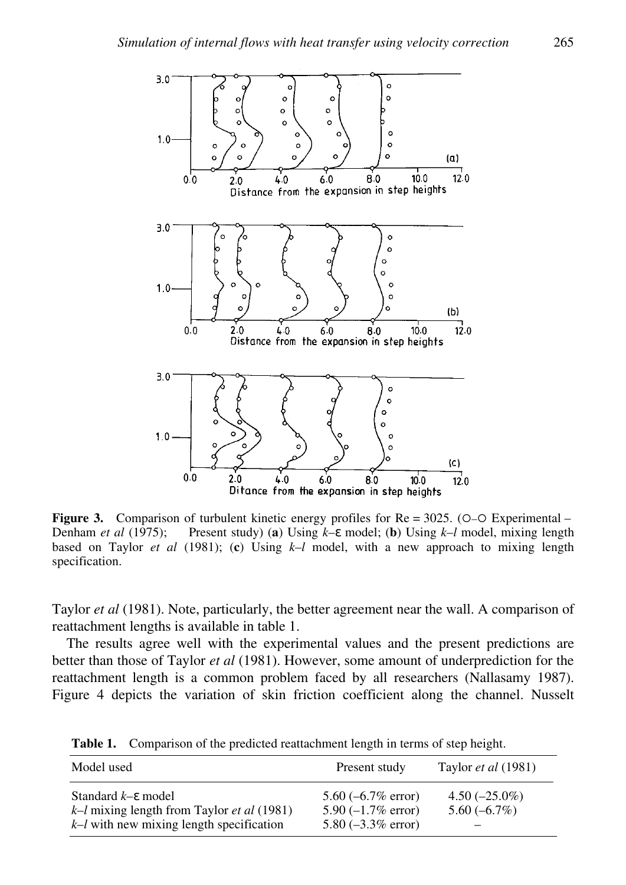**Figure 3.** Comparison of turbulent kinetic energy profiles for Re = 3025. (○–○ Experimental – Denham *et al* (1975); —— Present study) (**a**) Using $k$–$\varepsilon$ model; (**b**) Using $k$–$l$ model, mixing length based on Taylor *et al* (1981); (**c**) Using $k$–$l$ model, with a new approach to mixing length specification.

Taylor *et al* (1981). Note, particularly, the better agreement near the wall. A comparison of reattachment lengths is available in table 1.

The results agree well with the experimental values and the present predictions are better than those of Taylor *et al* (1981). However, some amount of underprediction for the reattachment length is a common problem faced by all researchers (Nallasamy 1987). Figure 4 depicts the variation of skin friction coefficient along the channel. Nusselt

**Table 1.** Comparison of the predicted reattachment length in terms of step height.

| Model used | Present study | Taylor *et al* (1981) |
|---|---|---|
| Standard $k$–$\varepsilon$ model | 5.60 (–6.7% error) | 4.50 (–25.0%) |
| $k$–$l$ mixing length from Taylor *et al* (1981) | 5.90 (–1.7% error) | 5.60 (–6.7%) |
| $k$–$l$ with new mixing length specification | 5.80 (–3.3% error) | – |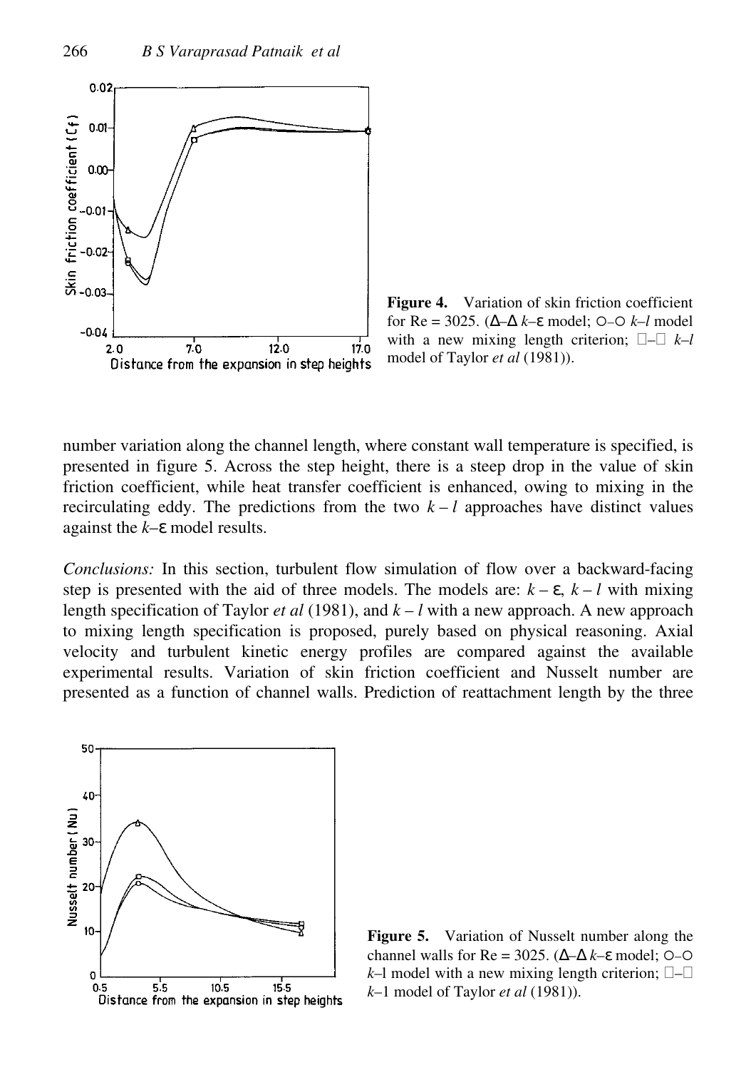**Figure 4.** Variation of skin friction coefficient for Re = 3025. (Δ–Δ $k$–ε model; ○–○ $k$–$l$ model with a new mixing length criterion; □–□ $k$–$l$ model of Taylor *et al* (1981)).

number variation along the channel length, where constant wall temperature is specified, is presented in figure 5. Across the step height, there is a steep drop in the value of skin friction coefficient, while heat transfer coefficient is enhanced, owing to mixing in the recirculating eddy. The predictions from the two $k - l$ approaches have distinct values against the $k$–ε model results.

*Conclusions:* In this section, turbulent flow simulation of flow over a backward-facing step is presented with the aid of three models. The models are: $k - \varepsilon$, $k - l$ with mixing length specification of Taylor *et al* (1981), and $k - l$ with a new approach. A new approach to mixing length specification is proposed, purely based on physical reasoning. Axial velocity and turbulent kinetic energy profiles are compared against the available experimental results. Variation of skin friction coefficient and Nusselt number are presented as a function of channel walls. Prediction of reattachment length by the three

**Figure 5.** Variation of Nusselt number along the channel walls for Re = 3025. (Δ–Δ $k$–ε model; ○–○ $k$–l model with a new mixing length criterion; □–□ $k$–1 model of Taylor *et al* (1981)).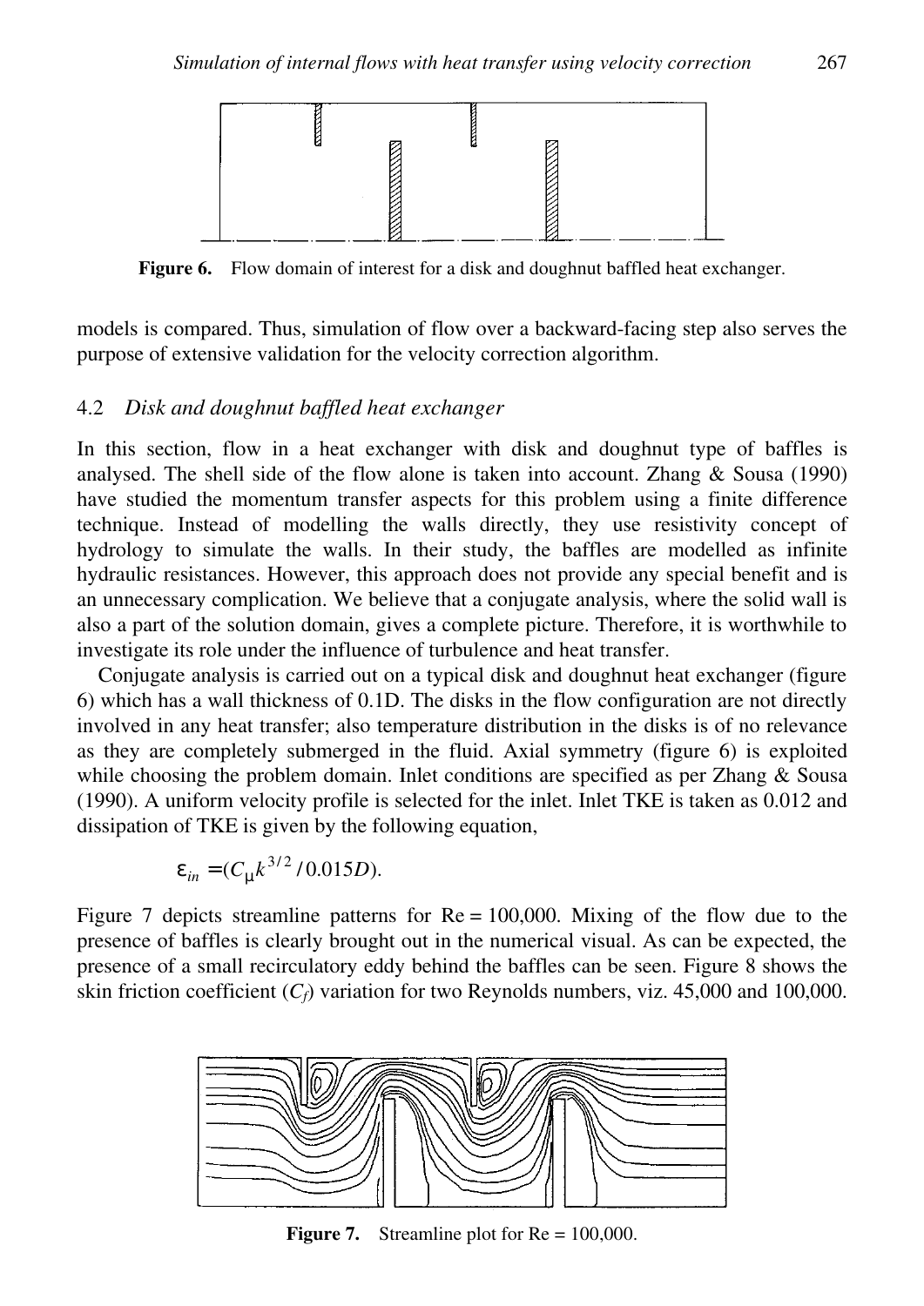**Figure 6.** Flow domain of interest for a disk and doughnut baffled heat exchanger.

models is compared. Thus, simulation of flow over a backward-facing step also serves the purpose of extensive validation for the velocity correction algorithm.

### 4.2 *Disk and doughnut baffled heat exchanger*

In this section, flow in a heat exchanger with disk and doughnut type of baffles is analysed. The shell side of the flow alone is taken into account. Zhang & Sousa (1990) have studied the momentum transfer aspects for this problem using a finite difference technique. Instead of modelling the walls directly, they use resistivity concept of hydrology to simulate the walls. In their study, the baffles are modelled as infinite hydraulic resistances. However, this approach does not provide any special benefit and is an unnecessary complication. We believe that a conjugate analysis, where the solid wall is also a part of the solution domain, gives a complete picture. Therefore, it is worthwhile to investigate its role under the influence of turbulence and heat transfer.

Conjugate analysis is carried out on a typical disk and doughnut heat exchanger (figure 6) which has a wall thickness of 0.1D. The disks in the flow configuration are not directly involved in any heat transfer; also temperature distribution in the disks is of no relevance as they are completely submerged in the fluid. Axial symmetry (figure 6) is exploited while choosing the problem domain. Inlet conditions are specified as per Zhang & Sousa (1990). A uniform velocity profile is selected for the inlet. Inlet TKE is taken as 0.012 and dissipation of TKE is given by the following equation,

$$\varepsilon_{in} = (C_\mu k^{3/2} / 0.015D).$$

Figure 7 depicts streamline patterns for Re = 100,000. Mixing of the flow due to the presence of baffles is clearly brought out in the numerical visual. As can be expected, the presence of a small recirculatory eddy behind the baffles can be seen. Figure 8 shows the skin friction coefficient ($C_f$) variation for two Reynolds numbers, viz. 45,000 and 100,000.

**Figure 7.** Streamline plot for Re = 100,000.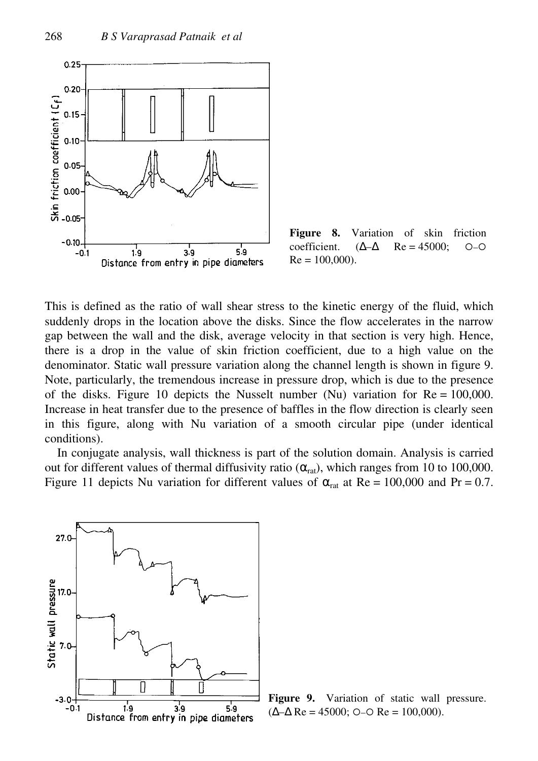**Figure 8.** Variation of skin friction coefficient. (Δ–Δ Re = 45000; ○–○ Re = 100,000).

This is defined as the ratio of wall shear stress to the kinetic energy of the fluid, which suddenly drops in the location above the disks. Since the flow accelerates in the narrow gap between the wall and the disk, average velocity in that section is very high. Hence, there is a drop in the value of skin friction coefficient, due to a high value on the denominator. Static wall pressure variation along the channel length is shown in figure 9. Note, particularly, the tremendous increase in pressure drop, which is due to the presence of the disks. Figure 10 depicts the Nusselt number (Nu) variation for Re = 100,000. Increase in heat transfer due to the presence of baffles in the flow direction is clearly seen in this figure, along with Nu variation of a smooth circular pipe (under identical conditions).

In conjugate analysis, wall thickness is part of the solution domain. Analysis is carried out for different values of thermal diffusivity ratio ($\alpha_{rat}$), which ranges from 10 to 100,000. Figure 11 depicts Nu variation for different values of $\alpha_{rat}$ at Re = 100,000 and Pr = 0.7.

**Figure 9.** Variation of static wall pressure. (Δ–Δ Re = 45000; ○–○ Re = 100,000).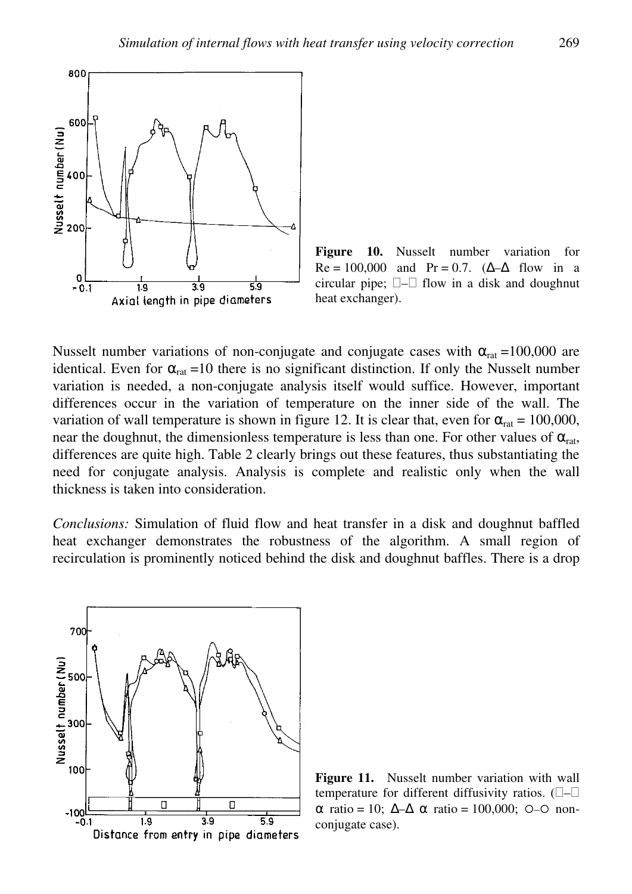**Figure 10.** Nusselt number variation for Re = 100,000 and Pr = 0.7. (Δ–Δ flow in a circular pipe; □–□ flow in a disk and doughnut heat exchanger).

Nusselt number variations of non-conjugate and conjugate cases with $\alpha_{rat}$ =100,000 are identical. Even for $\alpha_{rat}$ =10 there is no significant distinction. If only the Nusselt number variation is needed, a non-conjugate analysis itself would suffice. However, important differences occur in the variation of temperature on the inner side of the wall. The variation of wall temperature is shown in figure 12. It is clear that, even for $\alpha_{rat}$ = 100,000, near the doughnut, the dimensionless temperature is less than one. For other values of $\alpha_{rat}$, differences are quite high. Table 2 clearly brings out these features, thus substantiating the need for conjugate analysis. Analysis is complete and realistic only when the wall thickness is taken into consideration.

*Conclusions:* Simulation of fluid flow and heat transfer in a disk and doughnut baffled heat exchanger demonstrates the robustness of the algorithm. A small region of recirculation is prominently noticed behind the disk and doughnut baffles. There is a drop

**Figure 11.** Nusselt number variation with wall temperature for different diffusivity ratios. (□–□ α ratio = 10; Δ–Δ α ratio = 100,000; ○–○ non-conjugate case).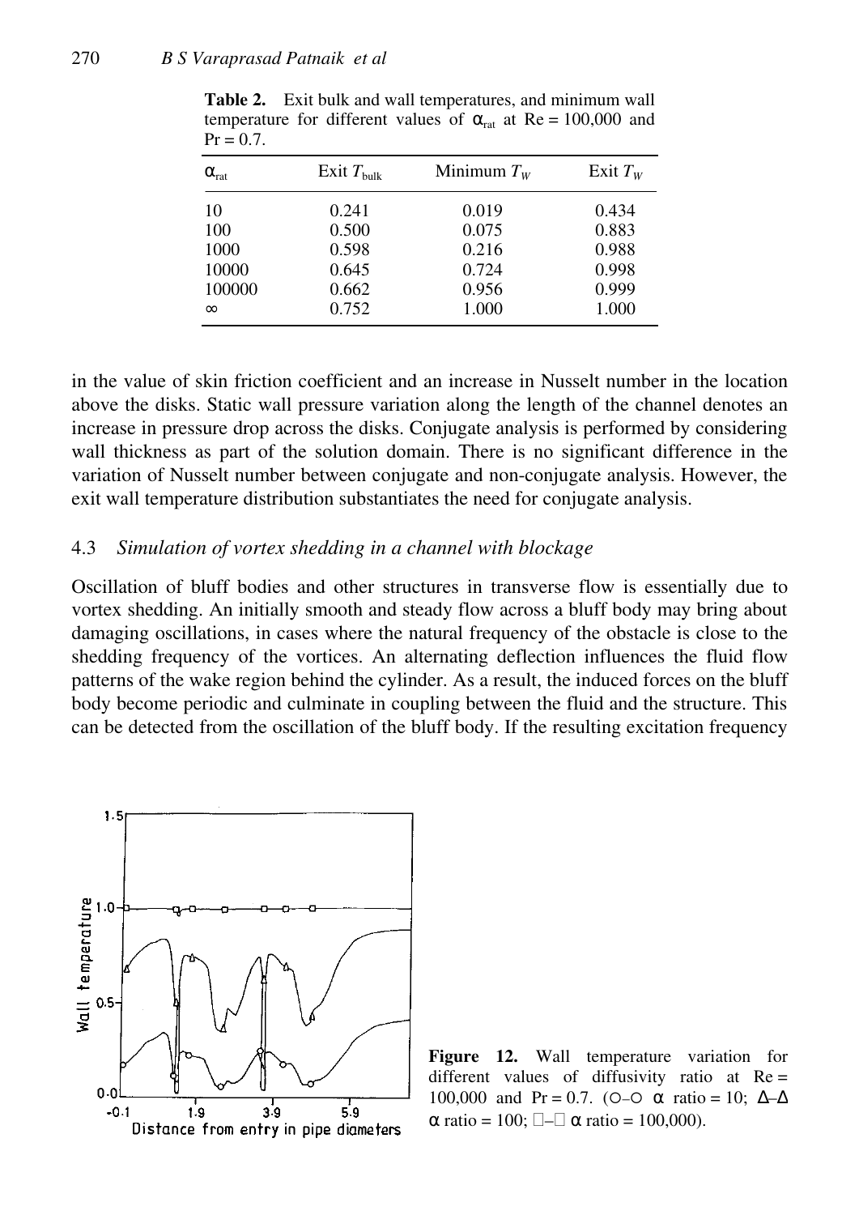**Table 2.** Exit bulk and wall temperatures, and minimum wall temperature for different values of $\alpha_{rat}$ at Re = 100,000 and Pr = 0.7.

| $\alpha_{rat}$ | Exit $T_{bulk}$ | Minimum $T_W$ | Exit $T_W$ |
|---|---|---|---|
| 10 | 0.241 | 0.019 | 0.434 |
| 100 | 0.500 | 0.075 | 0.883 |
| 1000 | 0.598 | 0.216 | 0.988 |
| 10000 | 0.645 | 0.724 | 0.998 |
| 100000 | 0.662 | 0.956 | 0.999 |
| $\infty$ | 0.752 | 1.000 | 1.000 |

in the value of skin friction coefficient and an increase in Nusselt number in the location above the disks. Static wall pressure variation along the length of the channel denotes an increase in pressure drop across the disks. Conjugate analysis is performed by considering wall thickness as part of the solution domain. There is no significant difference in the variation of Nusselt number between conjugate and non-conjugate analysis. However, the exit wall temperature distribution substantiates the need for conjugate analysis.

### 4.3 *Simulation of vortex shedding in a channel with blockage*

Oscillation of bluff bodies and other structures in transverse flow is essentially due to vortex shedding. An initially smooth and steady flow across a bluff body may bring about damaging oscillations, in cases where the natural frequency of the obstacle is close to the shedding frequency of the vortices. An alternating deflection influences the fluid flow patterns of the wake region behind the cylinder. As a result, the induced forces on the bluff body become periodic and culminate in coupling between the fluid and the structure. This can be detected from the oscillation of the bluff body. If the resulting excitation frequency

**Figure 12.** Wall temperature variation for different values of diffusivity ratio at Re = 100,000 and Pr = 0.7. (○–○ $\alpha$ ratio = 10; Δ–Δ $\alpha$ ratio = 100; □–□ $\alpha$ ratio = 100,000).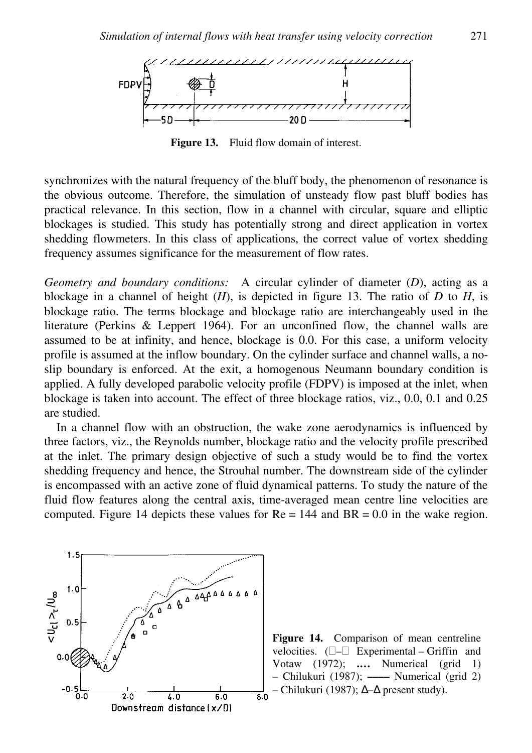**Figure 13.** Fluid flow domain of interest.

synchronizes with the natural frequency of the bluff body, the phenomenon of resonance is the obvious outcome. Therefore, the simulation of unsteady flow past bluff bodies has practical relevance. In this section, flow in a channel with circular, square and elliptic blockages is studied. This study has potentially strong and direct application in vortex shedding flowmeters. In this class of applications, the correct value of vortex shedding frequency assumes significance for the measurement of flow rates.

*Geometry and boundary conditions:* A circular cylinder of diameter ($D$), acting as a blockage in a channel of height ($H$), is depicted in figure 13. The ratio of $D$ to $H$, is blockage ratio. The terms blockage and blockage ratio are interchangeably used in the literature (Perkins & Leppert 1964). For an unconfined flow, the channel walls are assumed to be at infinity, and hence, blockage is 0.0. For this case, a uniform velocity profile is assumed at the inflow boundary. On the cylinder surface and channel walls, a no-slip boundary is enforced. At the exit, a homogenous Neumann boundary condition is applied. A fully developed parabolic velocity profile (FDPV) is imposed at the inlet, when blockage is taken into account. The effect of three blockage ratios, viz., 0.0, 0.1 and 0.25 are studied.

In a channel flow with an obstruction, the wake zone aerodynamics is influenced by three factors, viz., the Reynolds number, blockage ratio and the velocity profile prescribed at the inlet. The primary design objective of such a study would be to find the vortex shedding frequency and hence, the Strouhal number. The downstream side of the cylinder is encompassed with an active zone of fluid dynamical patterns. To study the nature of the fluid flow features along the central axis, time-averaged mean centre line velocities are computed. Figure 14 depicts these values for Re = 144 and BR = 0.0 in the wake region.

**Figure 14.** Comparison of mean centreline velocities. (□–□ Experimental – Griffin and Votaw (1972); …. Numerical (grid 1) – Chilukuri (1987); —— Numerical (grid 2) – Chilukuri (1987); Δ–Δ present study).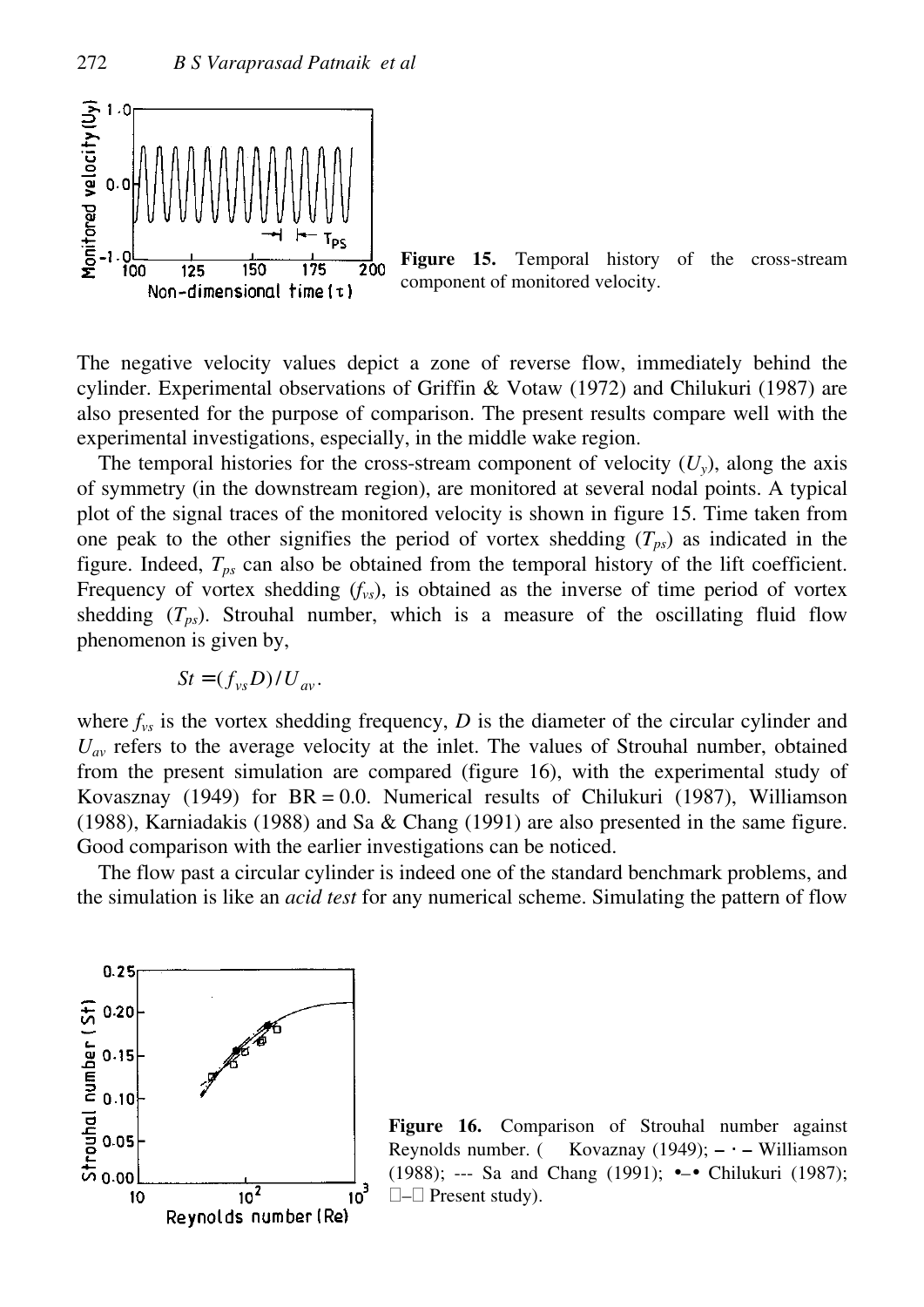**Figure 15.** Temporal history of the cross-stream component of monitored velocity.

The negative velocity values depict a zone of reverse flow, immediately behind the cylinder. Experimental observations of Griffin & Votaw (1972) and Chilukuri (1987) are also presented for the purpose of comparison. The present results compare well with the experimental investigations, especially, in the middle wake region.

The temporal histories for the cross-stream component of velocity ($U_y$), along the axis of symmetry (in the downstream region), are monitored at several nodal points. A typical plot of the signal traces of the monitored velocity is shown in figure 15. Time taken from one peak to the other signifies the period of vortex shedding ($T_{ps}$) as indicated in the figure. Indeed, $T_{ps}$ can also be obtained from the temporal history of the lift coefficient. Frequency of vortex shedding ($f_{vs}$), is obtained as the inverse of time period of vortex shedding ($T_{ps}$). Strouhal number, which is a measure of the oscillating fluid flow phenomenon is given by,

$$St = (f_{vs} D)/U_{av}.$$

where $f_{vs}$ is the vortex shedding frequency, $D$ is the diameter of the circular cylinder and $U_{av}$ refers to the average velocity at the inlet. The values of Strouhal number, obtained from the present simulation are compared (figure 16), with the experimental study of Kovasznay (1949) for BR = 0.0. Numerical results of Chilukuri (1987), Williamson (1988), Karniadakis (1988) and Sa & Chang (1991) are also presented in the same figure. Good comparison with the earlier investigations can be noticed.

The flow past a circular cylinder is indeed one of the standard benchmark problems, and the simulation is like an *acid test* for any numerical scheme. Simulating the pattern of flow

**Figure 16.** Comparison of Strouhal number against Reynolds number. (    Kovaznay (1949); – · – Williamson (1988); --- Sa and Chang (1991); •–• Chilukuri (1987); □–□ Present study).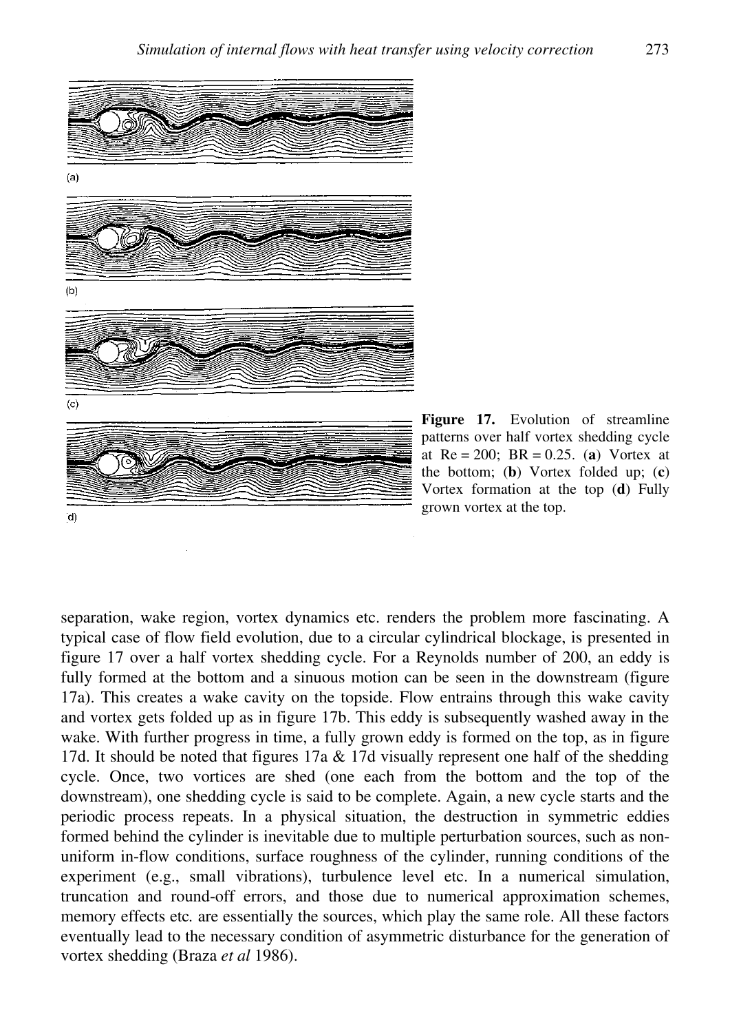(a)

(b)

(c)

(d)

**Figure 17.** Evolution of streamline patterns over half vortex shedding cycle at Re = 200; BR = 0.25. (**a**) Vortex at the bottom; (**b**) Vortex folded up; (**c**) Vortex formation at the top (**d**) Fully grown vortex at the top.

separation, wake region, vortex dynamics etc. renders the problem more fascinating. A typical case of flow field evolution, due to a circular cylindrical blockage, is presented in figure 17 over a half vortex shedding cycle. For a Reynolds number of 200, an eddy is fully formed at the bottom and a sinuous motion can be seen in the downstream (figure 17a). This creates a wake cavity on the topside. Flow entrains through this wake cavity and vortex gets folded up as in figure 17b. This eddy is subsequently washed away in the wake. With further progress in time, a fully grown eddy is formed on the top, as in figure 17d. It should be noted that figures 17a & 17d visually represent one half of the shedding cycle. Once, two vortices are shed (one each from the bottom and the top of the downstream), one shedding cycle is said to be complete. Again, a new cycle starts and the periodic process repeats. In a physical situation, the destruction in symmetric eddies formed behind the cylinder is inevitable due to multiple perturbation sources, such as non-uniform in-flow conditions, surface roughness of the cylinder, running conditions of the experiment (e.g., small vibrations), turbulence level etc. In a numerical simulation, truncation and round-off errors, and those due to numerical approximation schemes, memory effects etc. are essentially the sources, which play the same role. All these factors eventually lead to the necessary condition of asymmetric disturbance for the generation of vortex shedding (Braza *et al* 1986).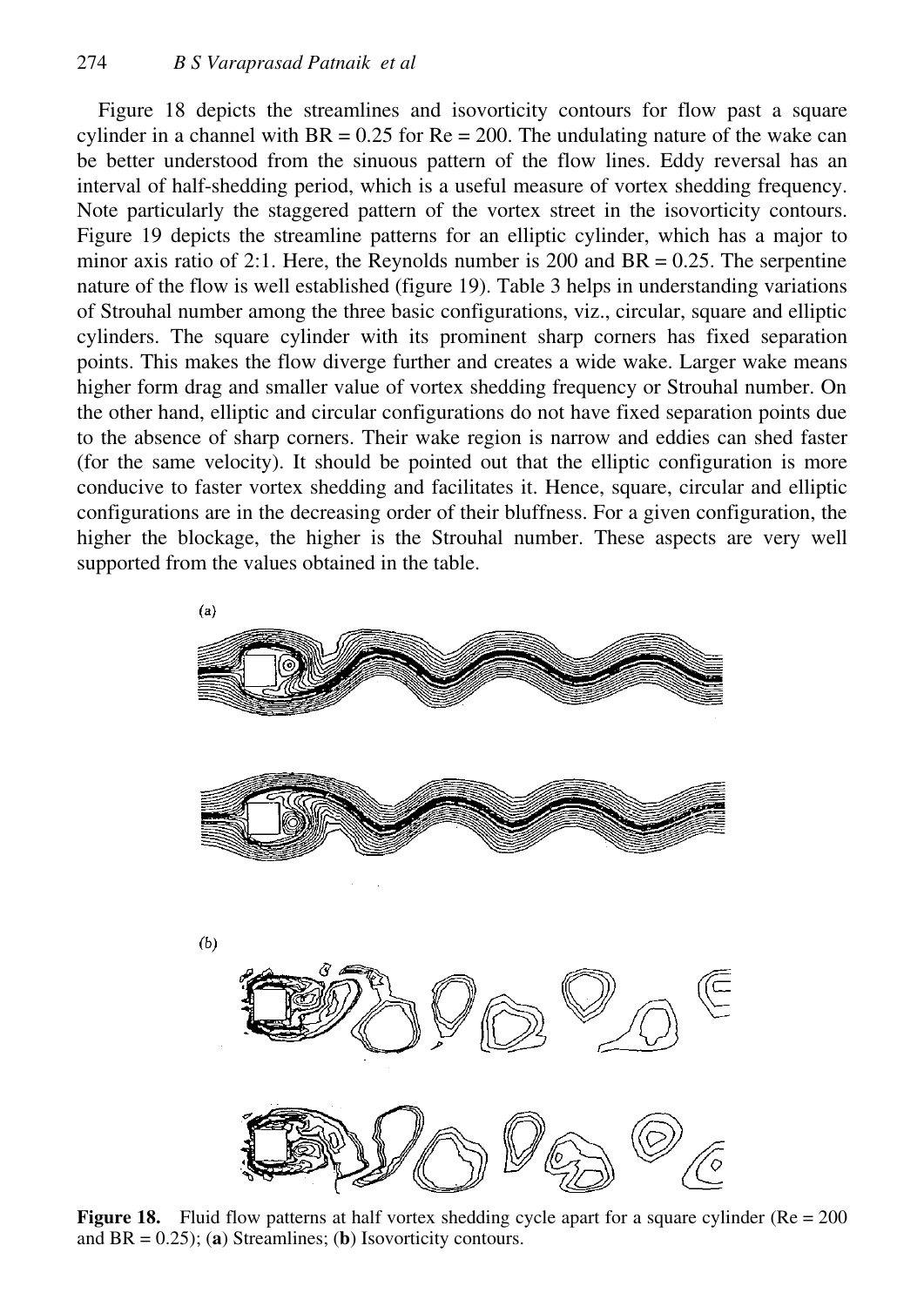Figure 18 depicts the streamlines and isovorticity contours for flow past a square cylinder in a channel with BR = 0.25 for Re = 200. The undulating nature of the wake can be better understood from the sinuous pattern of the flow lines. Eddy reversal has an interval of half-shedding period, which is a useful measure of vortex shedding frequency. Note particularly the staggered pattern of the vortex street in the isovorticity contours. Figure 19 depicts the streamline patterns for an elliptic cylinder, which has a major to minor axis ratio of 2:1. Here, the Reynolds number is 200 and BR = 0.25. The serpentine nature of the flow is well established (figure 19). Table 3 helps in understanding variations of Strouhal number among the three basic configurations, viz., circular, square and elliptic cylinders. The square cylinder with its prominent sharp corners has fixed separation points. This makes the flow diverge further and creates a wide wake. Larger wake means higher form drag and smaller value of vortex shedding frequency or Strouhal number. On the other hand, elliptic and circular configurations do not have fixed separation points due to the absence of sharp corners. Their wake region is narrow and eddies can shed faster (for the same velocity). It should be pointed out that the elliptic configuration is more conducive to faster vortex shedding and facilitates it. Hence, square, circular and elliptic configurations are in the decreasing order of their bluffness. For a given configuration, the higher the blockage, the higher is the Strouhal number. These aspects are very well supported from the values obtained in the table.

**Figure 18.** Fluid flow patterns at half vortex shedding cycle apart for a square cylinder (Re = 200 and BR = 0.25); (**a**) Streamlines; (**b**) Isovorticity contours.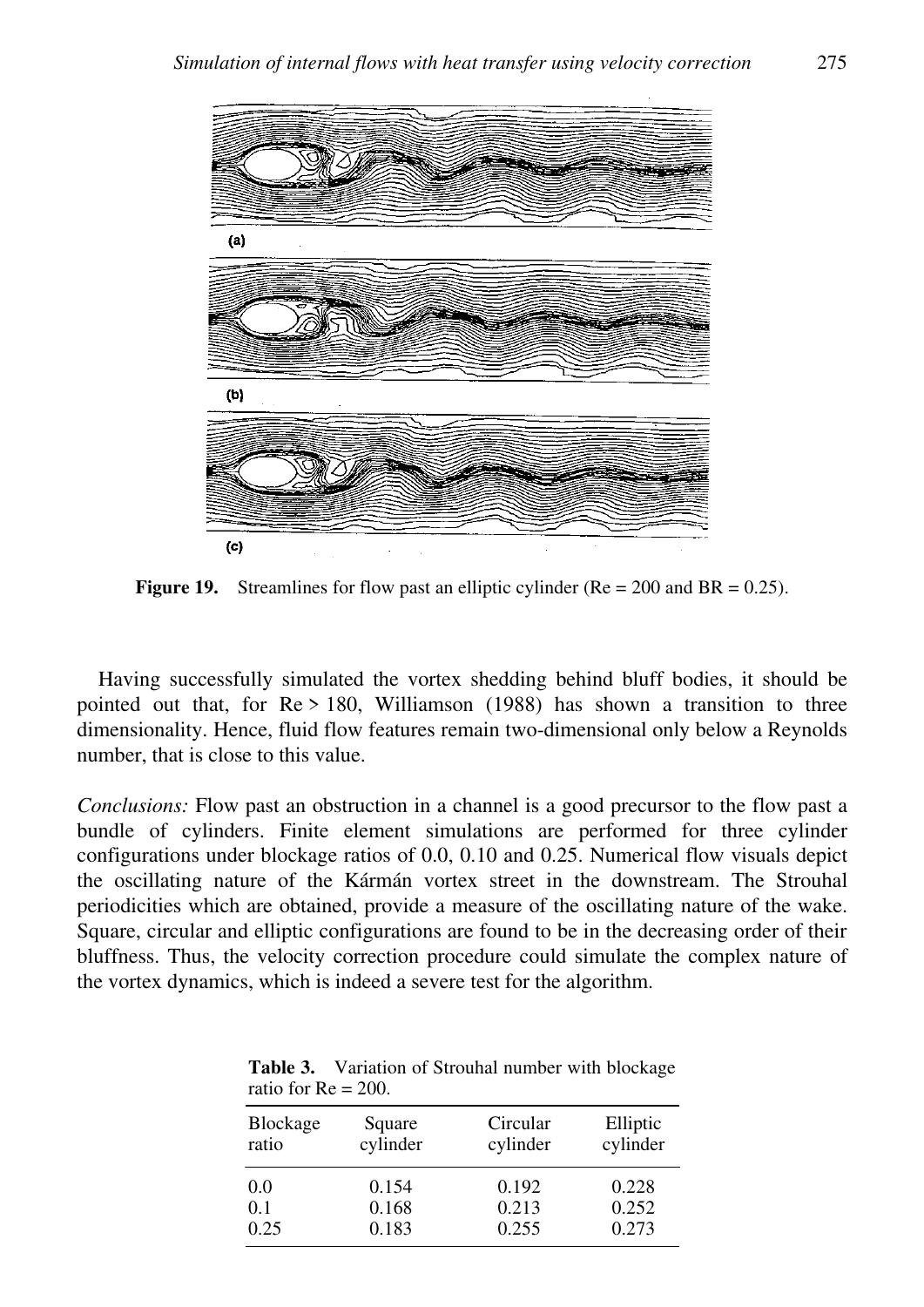(a)

(b)

(c)

**Figure 19.** Streamlines for flow past an elliptic cylinder (Re = 200 and BR = 0.25).

Having successfully simulated the vortex shedding behind bluff bodies, it should be pointed out that, for Re > 180, Williamson (1988) has shown a transition to three dimensionality. Hence, fluid flow features remain two-dimensional only below a Reynolds number, that is close to this value.

*Conclusions:* Flow past an obstruction in a channel is a good precursor to the flow past a bundle of cylinders. Finite element simulations are performed for three cylinder configurations under blockage ratios of 0.0, 0.10 and 0.25. Numerical flow visuals depict the oscillating nature of the Kármán vortex street in the downstream. The Strouhal periodicities which are obtained, provide a measure of the oscillating nature of the wake. Square, circular and elliptic configurations are found to be in the decreasing order of their bluffness. Thus, the velocity correction procedure could simulate the complex nature of the vortex dynamics, which is indeed a severe test for the algorithm.

**Table 3.** Variation of Strouhal number with blockage ratio for Re = 200.

| Blockage ratio | Square cylinder | Circular cylinder | Elliptic cylinder |
|---|---|---|---|
| 0.0 | 0.154 | 0.192 | 0.228 |
| 0.1 | 0.168 | 0.213 | 0.252 |
| 0.25 | 0.183 | 0.255 | 0.273 |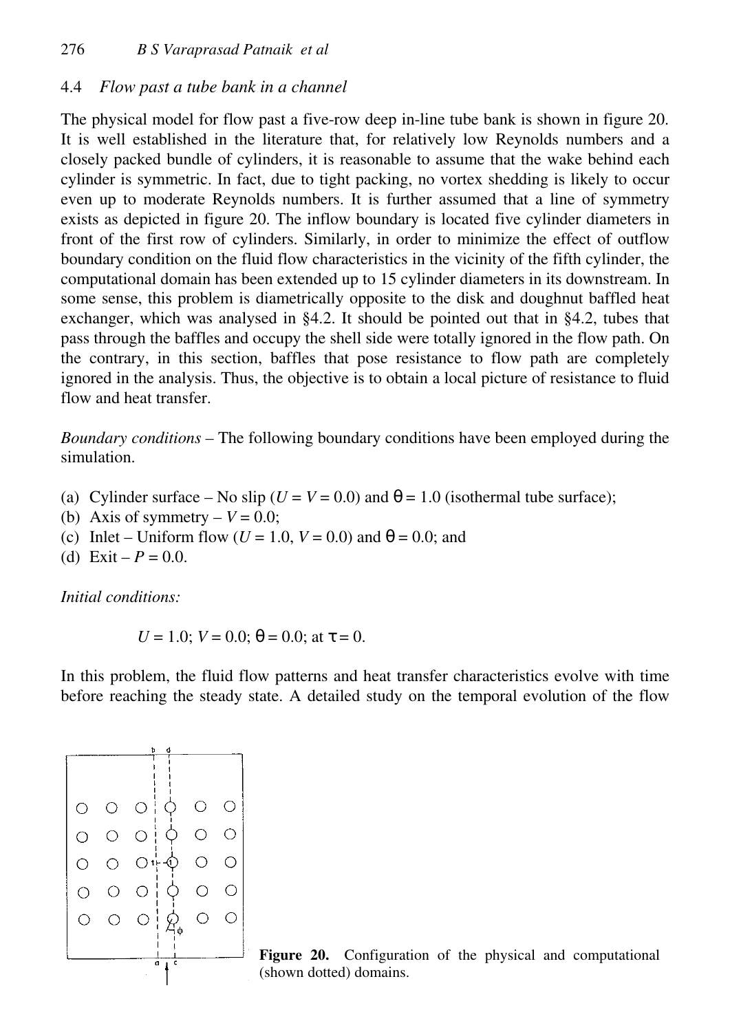### 4.4 *Flow past a tube bank in a channel*

The physical model for flow past a five-row deep in-line tube bank is shown in figure 20. It is well established in the literature that, for relatively low Reynolds numbers and a closely packed bundle of cylinders, it is reasonable to assume that the wake behind each cylinder is symmetric. In fact, due to tight packing, no vortex shedding is likely to occur even up to moderate Reynolds numbers. It is further assumed that a line of symmetry exists as depicted in figure 20. The inflow boundary is located five cylinder diameters in front of the first row of cylinders. Similarly, in order to minimize the effect of outflow boundary condition on the fluid flow characteristics in the vicinity of the fifth cylinder, the computational domain has been extended up to 15 cylinder diameters in its downstream. In some sense, this problem is diametrically opposite to the disk and doughnut baffled heat exchanger, which was analysed in §4.2. It should be pointed out that in §4.2, tubes that pass through the baffles and occupy the shell side were totally ignored in the flow path. On the contrary, in this section, baffles that pose resistance to flow path are completely ignored in the analysis. Thus, the objective is to obtain a local picture of resistance to fluid flow and heat transfer.

*Boundary conditions* – The following boundary conditions have been employed during the simulation.

(a) Cylinder surface – No slip ($U = V = 0.0$) and $\theta = 1.0$ (isothermal tube surface);
(b) Axis of symmetry – $V = 0.0$;
(c) Inlet – Uniform flow ($U = 1.0$, $V = 0.0$) and $\theta = 0.0$; and
(d) Exit – $P = 0.0$.

*Initial conditions:*

$$U = 1.0;\ V = 0.0;\ \theta = 0.0;\ \text{at}\ \tau = 0.$$

In this problem, the fluid flow patterns and heat transfer characteristics evolve with time before reaching the steady state. A detailed study on the temporal evolution of the flow

**Figure 20.** Configuration of the physical and computational (shown dotted) domains.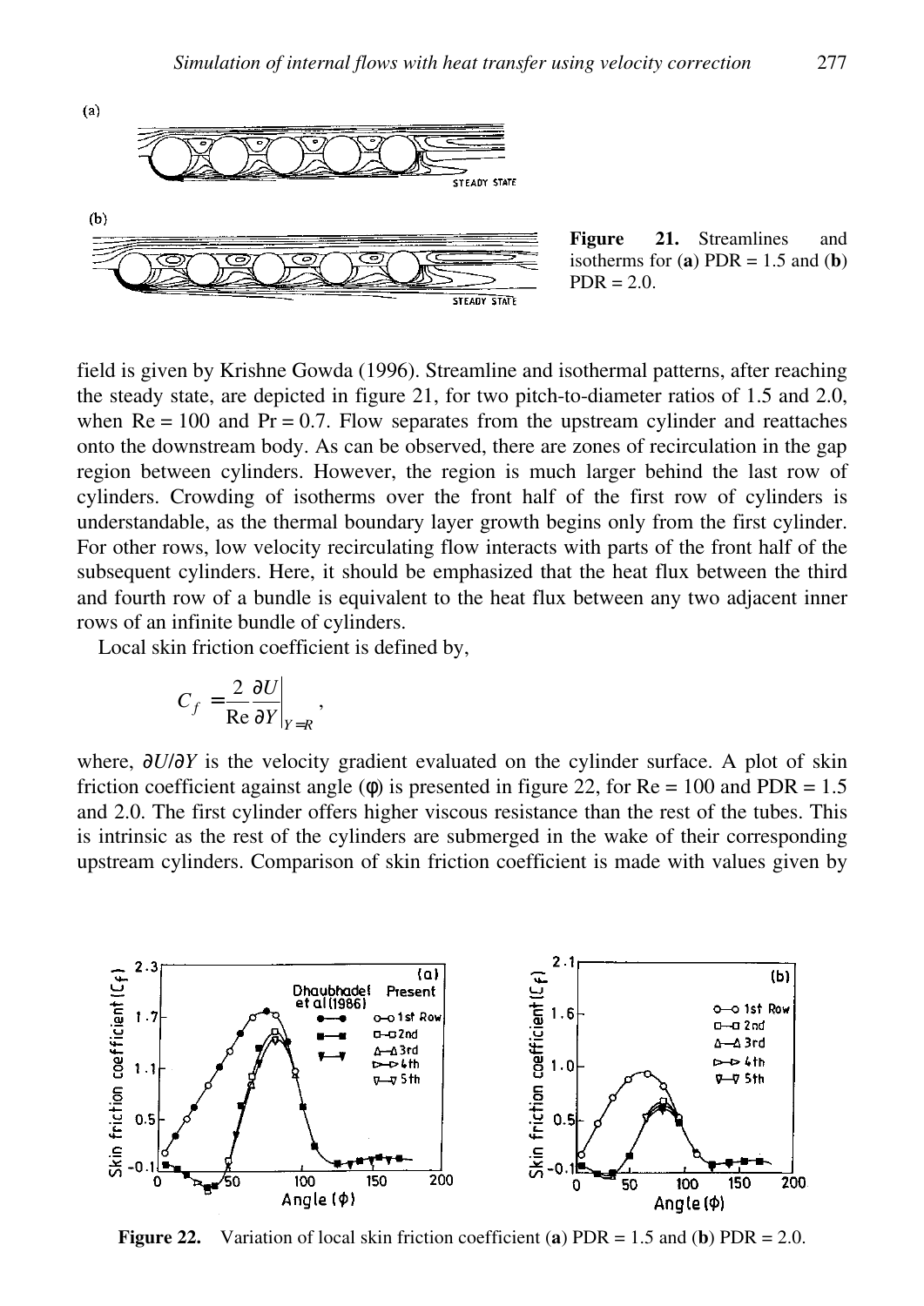Figure 21. Streamlines and isotherms for (**a**) PDR = 1.5 and (**b**) PDR = 2.0.

field is given by Krishne Gowda (1996). Streamline and isothermal patterns, after reaching the steady state, are depicted in figure 21, for two pitch-to-diameter ratios of 1.5 and 2.0, when Re = 100 and Pr = 0.7. Flow separates from the upstream cylinder and reattaches onto the downstream body. As can be observed, there are zones of recirculation in the gap region between cylinders. However, the region is much larger behind the last row of cylinders. Crowding of isotherms over the front half of the first row of cylinders is understandable, as the thermal boundary layer growth begins only from the first cylinder. For other rows, low velocity recirculating flow interacts with parts of the front half of the subsequent cylinders. Here, it should be emphasized that the heat flux between the third and fourth row of a bundle is equivalent to the heat flux between any two adjacent inner rows of an infinite bundle of cylinders.

Local skin friction coefficient is defined by,

$$C_f = \frac{2}{\mathrm{Re}} \frac{\partial U}{\partial Y}\bigg|_{Y=R},$$

where, $\partial U/\partial Y$ is the velocity gradient evaluated on the cylinder surface. A plot of skin friction coefficient against angle ($\phi$) is presented in figure 22, for Re = 100 and PDR = 1.5 and 2.0. The first cylinder offers higher viscous resistance than the rest of the tubes. This is intrinsic as the rest of the cylinders are submerged in the wake of their corresponding upstream cylinders. Comparison of skin friction coefficient is made with values given by

**Figure 22.** Variation of local skin friction coefficient (**a**) PDR = 1.5 and (**b**) PDR = 2.0.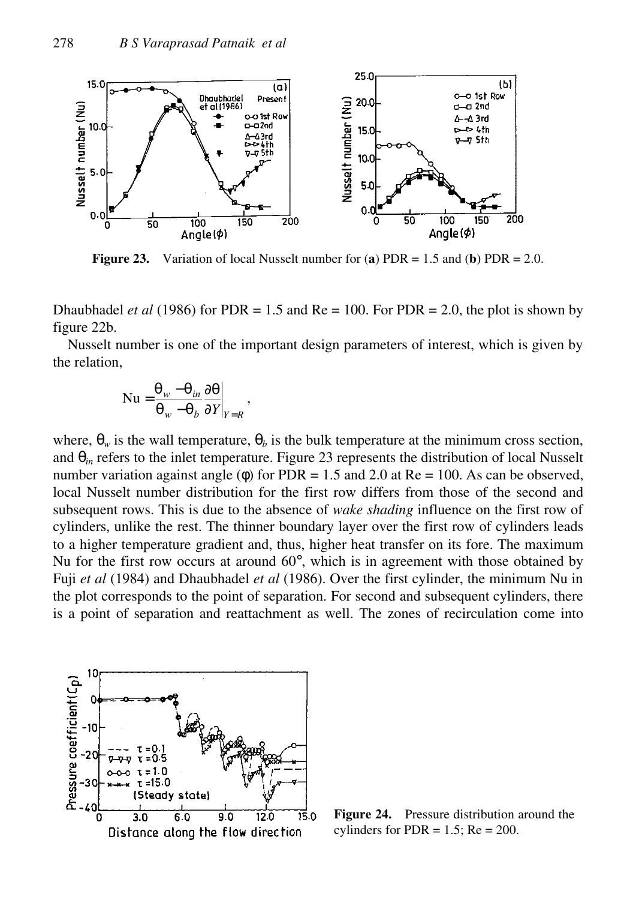**Figure 23.** Variation of local Nusselt number for (**a**) PDR = 1.5 and (**b**) PDR = 2.0.

Dhaubhadel *et al* (1986) for PDR = 1.5 and Re = 100. For PDR = 2.0, the plot is shown by figure 22b.

Nusselt number is one of the important design parameters of interest, which is given by the relation,

$$\mathrm{Nu} = \frac{\theta_w - \theta_{in}}{\theta_w - \theta_b} \left.\frac{\partial \theta}{\partial Y}\right|_{Y=R},$$

where, $\theta_w$ is the wall temperature, $\theta_b$ is the bulk temperature at the minimum cross section, and $\theta_{in}$ refers to the inlet temperature. Figure 23 represents the distribution of local Nusselt number variation against angle ($\phi$) for PDR = 1.5 and 2.0 at Re = 100. As can be observed, local Nusselt number distribution for the first row differs from those of the second and subsequent rows. This is due to the absence of *wake shading* influence on the first row of cylinders, unlike the rest. The thinner boundary layer over the first row of cylinders leads to a higher temperature gradient and, thus, higher heat transfer on its fore. The maximum Nu for the first row occurs at around 60°, which is in agreement with those obtained by Fuji *et al* (1984) and Dhaubhadel *et al* (1986). Over the first cylinder, the minimum Nu in the plot corresponds to the point of separation. For second and subsequent cylinders, there is a point of separation and reattachment as well. The zones of recirculation come into

**Figure 24.** Pressure distribution around the cylinders for PDR = 1.5; Re = 200.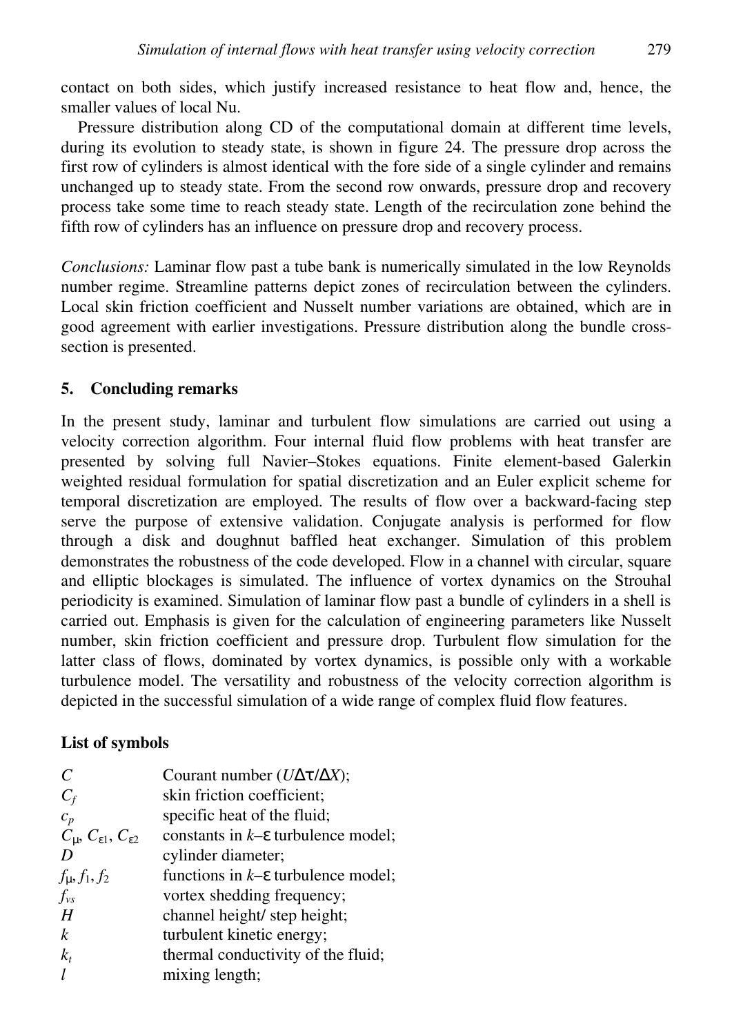contact on both sides, which justify increased resistance to heat flow and, hence, the smaller values of local Nu.

Pressure distribution along CD of the computational domain at different time levels, during its evolution to steady state, is shown in figure 24. The pressure drop across the first row of cylinders is almost identical with the fore side of a single cylinder and remains unchanged up to steady state. From the second row onwards, pressure drop and recovery process take some time to reach steady state. Length of the recirculation zone behind the fifth row of cylinders has an influence on pressure drop and recovery process.

*Conclusions:* Laminar flow past a tube bank is numerically simulated in the low Reynolds number regime. Streamline patterns depict zones of recirculation between the cylinders. Local skin friction coefficient and Nusselt number variations are obtained, which are in good agreement with earlier investigations. Pressure distribution along the bundle cross-section is presented.

## 5. Concluding remarks

In the present study, laminar and turbulent flow simulations are carried out using a velocity correction algorithm. Four internal fluid flow problems with heat transfer are presented by solving full Navier–Stokes equations. Finite element-based Galerkin weighted residual formulation for spatial discretization and an Euler explicit scheme for temporal discretization are employed. The results of flow over a backward-facing step serve the purpose of extensive validation. Conjugate analysis is performed for flow through a disk and doughnut baffled heat exchanger. Simulation of this problem demonstrates the robustness of the code developed. Flow in a channel with circular, square and elliptic blockages is simulated. The influence of vortex dynamics on the Strouhal periodicity is examined. Simulation of laminar flow past a bundle of cylinders in a shell is carried out. Emphasis is given for the calculation of engineering parameters like Nusselt number, skin friction coefficient and pressure drop. Turbulent flow simulation for the latter class of flows, dominated by vortex dynamics, is possible only with a workable turbulence model. The versatility and robustness of the velocity correction algorithm is depicted in the successful simulation of a wide range of complex fluid flow features.

### List of symbols

| | |
|---|---|
| $C$ | Courant number ($U\Delta\tau/\Delta X$); |
| $C_f$ | skin friction coefficient; |
| $c_p$ | specific heat of the fluid; |
| $C_\mu$, $C_{\varepsilon 1}$, $C_{\varepsilon 2}$ | constants in $k$–$\varepsilon$ turbulence model; |
| $D$ | cylinder diameter; |
| $f_\mu$, $f_1$, $f_2$ | functions in $k$–$\varepsilon$ turbulence model; |
| $f_{vs}$ | vortex shedding frequency; |
| $H$ | channel height/ step height; |
| $k$ | turbulent kinetic energy; |
| $k_t$ | thermal conductivity of the fluid; |
| $l$ | mixing length; |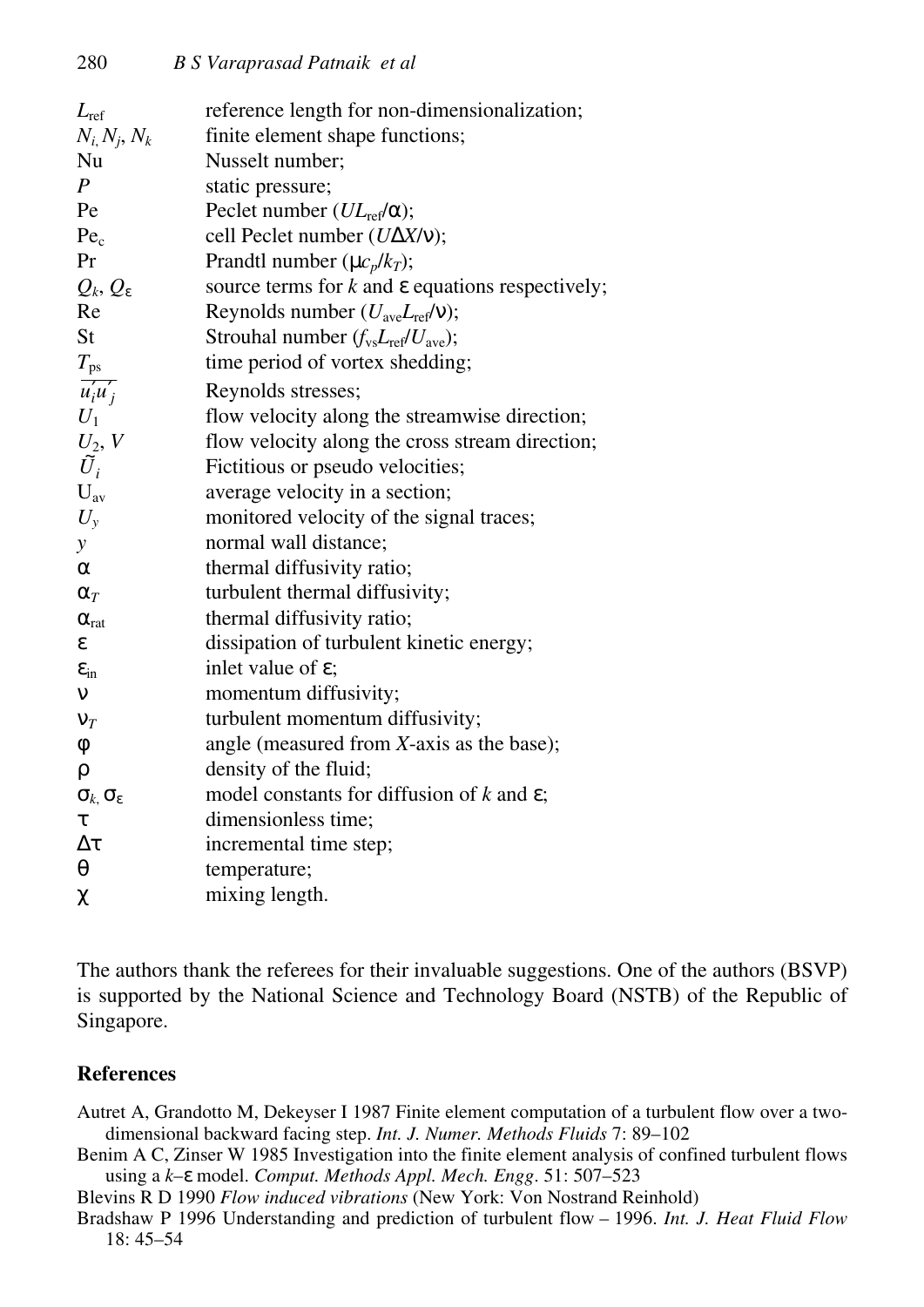| | |
|---|---|
| $L_{ref}$ | reference length for non-dimensionalization; |
| $N_i, N_j, N_k$ | finite element shape functions; |
| Nu | Nusselt number; |
| $P$ | static pressure; |
| Pe | Peclet number ($UL_{ref}/\alpha$); |
| $Pe_c$ | cell Peclet number ($U\Delta X/\nu$); |
| Pr | Prandtl number ($\mu c_p/k_T$); |
| $Q_k$, $Q_\varepsilon$ | source terms for $k$ and $\varepsilon$ equations respectively; |
| Re | Reynolds number ($U_{ave}L_{ref}/\nu$); |
| St | Strouhal number ($f_{vs}L_{ref}/U_{ave}$); |
| $T_{ps}$ | time period of vortex shedding; |
| $\overline{u_i' u_j'}$ | Reynolds stresses; |
| $U_1$ | flow velocity along the streamwise direction; |
| $U_2$, $V$ | flow velocity along the cross stream direction; |
| $\tilde{U}_i$ | Fictitious or pseudo velocities; |
| $U_{av}$ | average velocity in a section; |
| $U_y$ | monitored velocity of the signal traces; |
| $y$ | normal wall distance; |
| $\alpha$ | thermal diffusivity ratio; |
| $\alpha_T$ | turbulent thermal diffusivity; |
| $\alpha_{rat}$ | thermal diffusivity ratio; |
| $\varepsilon$ | dissipation of turbulent kinetic energy; |
| $\varepsilon_{in}$ | inlet value of $\varepsilon$; |
| $\nu$ | momentum diffusivity; |
| $\nu_T$ | turbulent momentum diffusivity; |
| $\varphi$ | angle (measured from $X$-axis as the base); |
| $\rho$ | density of the fluid; |
| $\sigma_k$, $\sigma_\varepsilon$ | model constants for diffusion of $k$ and $\varepsilon$; |
| $\tau$ | dimensionless time; |
| $\Delta\tau$ | incremental time step; |
| $\theta$ | temperature; |
| $\chi$ | mixing length. |

The authors thank the referees for their invaluable suggestions. One of the authors (BSVP) is supported by the National Science and Technology Board (NSTB) of the Republic of Singapore.

## References

Autret A, Grandotto M, Dekeyser I 1987 Finite element computation of a turbulent flow over a two-dimensional backward facing step. *Int. J. Numer. Methods Fluids* 7: 89–102

Benim A C, Zinser W 1985 Investigation into the finite element analysis of confined turbulent flows using a $k$–$\varepsilon$ model. *Comput. Methods Appl. Mech. Engg*. 51: 507–523

Blevins R D 1990 *Flow induced vibrations* (New York: Von Nostrand Reinhold)

Bradshaw P 1996 Understanding and prediction of turbulent flow – 1996. *Int. J. Heat Fluid Flow* 18: 45–54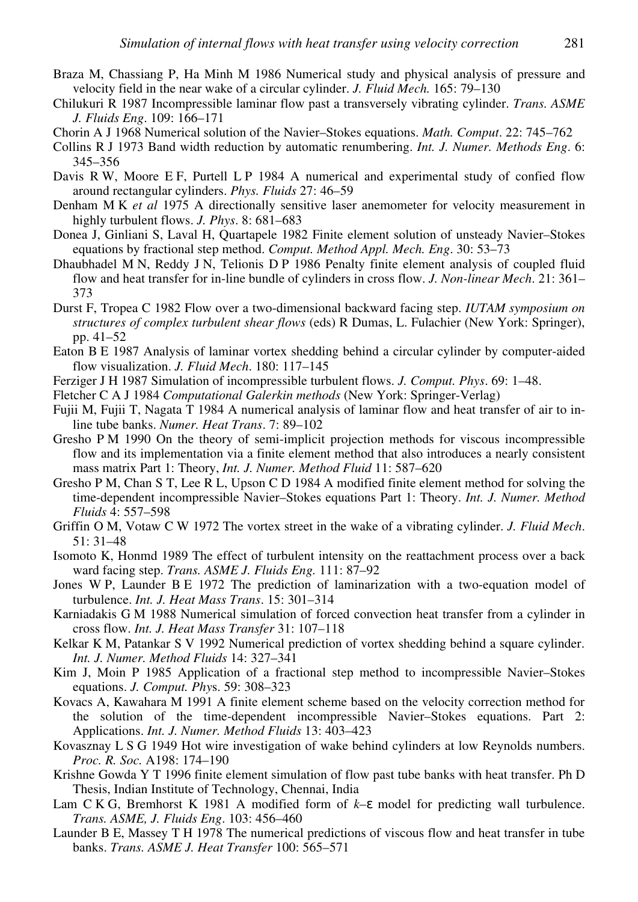Braza M, Chassiang P, Ha Minh M 1986 Numerical study and physical analysis of pressure and velocity field in the near wake of a circular cylinder. *J. Fluid Mech.* 165: 79–130

Chilukuri R 1987 Incompressible laminar flow past a transversely vibrating cylinder. *Trans. ASME J. Fluids Eng*. 109: 166–171

Chorin A J 1968 Numerical solution of the Navier–Stokes equations. *Math. Comput*. 22: 745–762

Collins R J 1973 Band width reduction by automatic renumbering. *Int. J. Numer. Methods Eng*. 6: 345–356

Davis R W, Moore E F, Purtell L P 1984 A numerical and experimental study of confied flow around rectangular cylinders. *Phys. Fluids* 27: 46–59

Denham M K *et al* 1975 A directionally sensitive laser anemometer for velocity measurement in highly turbulent flows. *J. Phys*. 8: 681–683

Donea J, Ginliani S, Laval H, Quartapele 1982 Finite element solution of unsteady Navier–Stokes equations by fractional step method. *Comput. Method Appl. Mech. Eng*. 30: 53–73

Dhaubhadel M N, Reddy J N, Telionis D P 1986 Penalty finite element analysis of coupled fluid flow and heat transfer for in-line bundle of cylinders in cross flow. *J. Non-linear Mech*. 21: 361–373

Durst F, Tropea C 1982 Flow over a two-dimensional backward facing step. *IUTAM symposium on structures of complex turbulent shear flows* (eds) R Dumas, L. Fulachier (New York: Springer), pp. 41–52

Eaton B E 1987 Analysis of laminar vortex shedding behind a circular cylinder by computer-aided flow visualization. *J. Fluid Mech*. 180: 117–145

Ferziger J H 1987 Simulation of incompressible turbulent flows. *J. Comput. Phys*. 69: 1–48.

Fletcher C A J 1984 *Computational Galerkin methods* (New York: Springer-Verlag)

Fujii M, Fujii T, Nagata T 1984 A numerical analysis of laminar flow and heat transfer of air to in-line tube banks. *Numer. Heat Trans*. 7: 89–102

Gresho P M 1990 On the theory of semi-implicit projection methods for viscous incompressible flow and its implementation via a finite element method that also introduces a nearly consistent mass matrix Part 1: Theory, *Int. J. Numer. Method Fluid* 11: 587–620

Gresho P M, Chan S T, Lee R L, Upson C D 1984 A modified finite element method for solving the time-dependent incompressible Navier–Stokes equations Part 1: Theory. *Int. J. Numer. Method Fluids* 4: 557–598

Griffin O M, Votaw C W 1972 The vortex street in the wake of a vibrating cylinder. *J. Fluid Mech*. 51: 31–48

Isomoto K, Honmd 1989 The effect of turbulent intensity on the reattachment process over a back ward facing step. *Trans. ASME J. Fluids Eng.* 111: 87–92

Jones W P, Launder B E 1972 The prediction of laminarization with a two-equation model of turbulence. *Int. J. Heat Mass Trans*. 15: 301–314

Karniadakis G M 1988 Numerical simulation of forced convection heat transfer from a cylinder in cross flow. *Int. J. Heat Mass Transfer* 31: 107–118

Kelkar K M, Patankar S V 1992 Numerical prediction of vortex shedding behind a square cylinder. *Int. J. Numer. Method Fluids* 14: 327–341

Kim J, Moin P 1985 Application of a fractional step method to incompressible Navier–Stokes equations. *J. Comput. Phys*. 59: 308–323

Kovacs A, Kawahara M 1991 A finite element scheme based on the velocity correction method for the solution of the time-dependent incompressible Navier–Stokes equations. Part 2: Applications. *Int. J. Numer. Method Fluids* 13: 403–423

Kovasznay L S G 1949 Hot wire investigation of wake behind cylinders at low Reynolds numbers. *Proc. R. Soc.* A198: 174–190

Krishne Gowda Y T 1996 finite element simulation of flow past tube banks with heat transfer. Ph D Thesis, Indian Institute of Technology, Chennai, India

Lam C K G, Bremhorst K 1981 A modified form of $k$–$\varepsilon$ model for predicting wall turbulence. *Trans. ASME, J. Fluids Eng*. 103: 456–460

Launder B E, Massey T H 1978 The numerical predictions of viscous flow and heat transfer in tube banks. *Trans. ASME J. Heat Transfer* 100: 565–571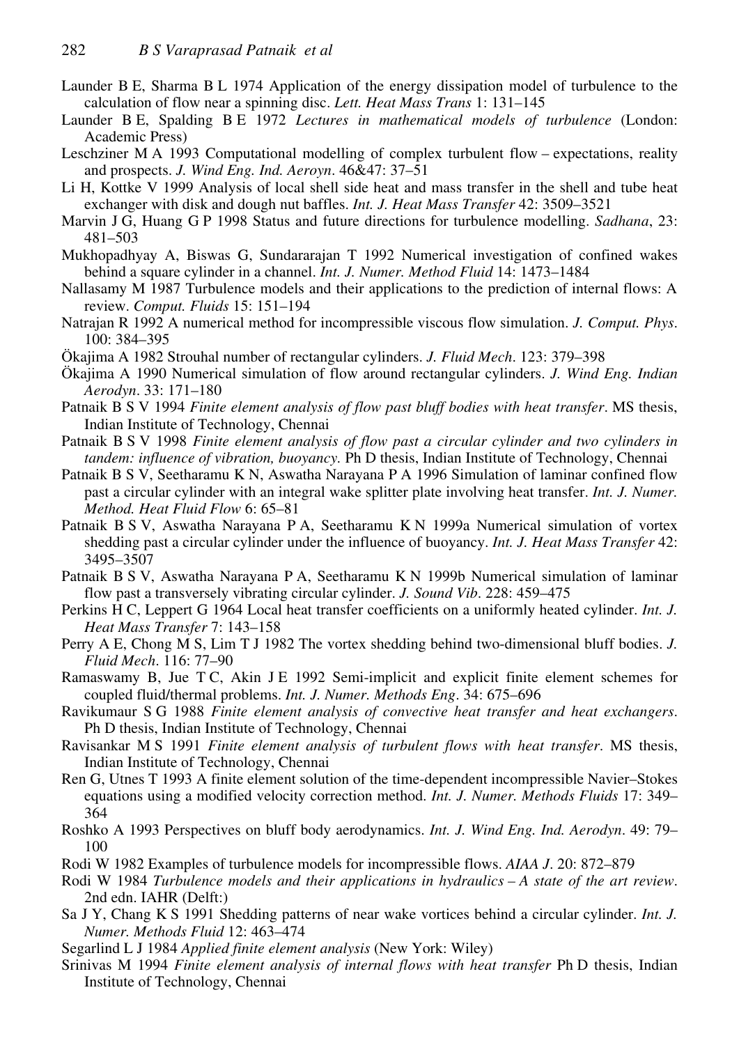Launder B E, Sharma B L 1974 Application of the energy dissipation model of turbulence to the calculation of flow near a spinning disc. *Lett. Heat Mass Trans* 1: 131–145

Launder B E, Spalding B E 1972 *Lectures in mathematical models of turbulence* (London: Academic Press)

Leschziner M A 1993 Computational modelling of complex turbulent flow – expectations, reality and prospects. *J. Wind Eng. Ind. Aeroyn*. 46&47: 37–51

Li H, Kottke V 1999 Analysis of local shell side heat and mass transfer in the shell and tube heat exchanger with disk and dough nut baffles. *Int. J. Heat Mass Transfer* 42: 3509–3521

Marvin J G, Huang G P 1998 Status and future directions for turbulence modelling. *Sadhana*, 23: 481–503

Mukhopadhyay A, Biswas G, Sundararajan T 1992 Numerical investigation of confined wakes behind a square cylinder in a channel. *Int. J. Numer. Method Fluid* 14: 1473–1484

Nallasamy M 1987 Turbulence models and their applications to the prediction of internal flows: A review. *Comput. Fluids* 15: 151–194

Natrajan R 1992 A numerical method for incompressible viscous flow simulation. *J. Comput. Phys*. 100: 384–395

Ökajima A 1982 Strouhal number of rectangular cylinders. *J. Fluid Mech*. 123: 379–398

Ökajima A 1990 Numerical simulation of flow around rectangular cylinders. *J. Wind Eng. Indian Aerodyn*. 33: 171–180

Patnaik B S V 1994 *Finite element analysis of flow past bluff bodies with heat transfer*. MS thesis, Indian Institute of Technology, Chennai

Patnaik B S V 1998 *Finite element analysis of flow past a circular cylinder and two cylinders in tandem: influence of vibration, buoyancy.* Ph D thesis, Indian Institute of Technology, Chennai

Patnaik B S V, Seetharamu K N, Aswatha Narayana P A 1996 Simulation of laminar confined flow past a circular cylinder with an integral wake splitter plate involving heat transfer. *Int. J. Numer. Method. Heat Fluid Flow* 6: 65–81

Patnaik B S V, Aswatha Narayana P A, Seetharamu K N 1999a Numerical simulation of vortex shedding past a circular cylinder under the influence of buoyancy. *Int. J. Heat Mass Transfer* 42: 3495–3507

Patnaik B S V, Aswatha Narayana P A, Seetharamu K N 1999b Numerical simulation of laminar flow past a transversely vibrating circular cylinder. *J. Sound Vib*. 228: 459–475

Perkins H C, Leppert G 1964 Local heat transfer coefficients on a uniformly heated cylinder. *Int. J. Heat Mass Transfer* 7: 143–158

Perry A E, Chong M S, Lim T J 1982 The vortex shedding behind two-dimensional bluff bodies. *J. Fluid Mech*. 116: 77–90

Ramaswamy B, Jue T C, Akin J E 1992 Semi-implicit and explicit finite element schemes for coupled fluid/thermal problems. *Int. J. Numer. Methods Eng*. 34: 675–696

Ravikumaur S G 1988 *Finite element analysis of convective heat transfer and heat exchangers*. Ph D thesis, Indian Institute of Technology, Chennai

Ravisankar M S 1991 *Finite element analysis of turbulent flows with heat transfer*. MS thesis, Indian Institute of Technology, Chennai

Ren G, Utnes T 1993 A finite element solution of the time-dependent incompressible Navier–Stokes equations using a modified velocity correction method. *Int. J. Numer. Methods Fluids* 17: 349–364

Roshko A 1993 Perspectives on bluff body aerodynamics. *Int. J. Wind Eng. Ind. Aerodyn*. 49: 79–100

Rodi W 1982 Examples of turbulence models for incompressible flows. *AIAA J*. 20: 872–879

Rodi W 1984 *Turbulence models and their applications in hydraulics – A state of the art review*. 2nd edn. IAHR (Delft:)

Sa J Y, Chang K S 1991 Shedding patterns of near wake vortices behind a circular cylinder. *Int. J. Numer. Methods Fluid* 12: 463–474

Segarlind L J 1984 *Applied finite element analysis* (New York: Wiley)

Srinivas M 1994 *Finite element analysis of internal flows with heat transfer* Ph D thesis, Indian Institute of Technology, Chennai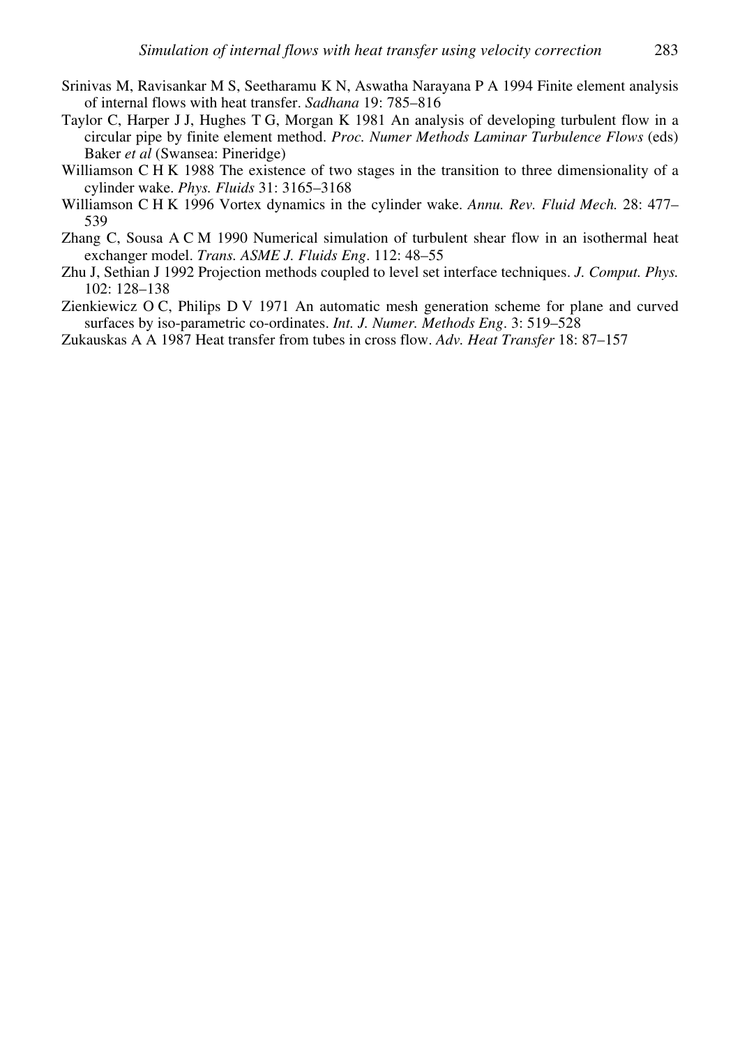Srinivas M, Ravisankar M S, Seetharamu K N, Aswatha Narayana P A 1994 Finite element analysis of internal flows with heat transfer. *Sadhana* 19: 785–816

Taylor C, Harper J J, Hughes T G, Morgan K 1981 An analysis of developing turbulent flow in a circular pipe by finite element method. *Proc. Numer Methods Laminar Turbulence Flows* (eds) Baker *et al* (Swansea: Pineridge)

Williamson C H K 1988 The existence of two stages in the transition to three dimensionality of a cylinder wake. *Phys. Fluids* 31: 3165–3168

Williamson C H K 1996 Vortex dynamics in the cylinder wake. *Annu. Rev. Fluid Mech.* 28: 477–539

Zhang C, Sousa A C M 1990 Numerical simulation of turbulent shear flow in an isothermal heat exchanger model. *Trans. ASME J. Fluids Eng*. 112: 48–55

Zhu J, Sethian J 1992 Projection methods coupled to level set interface techniques. *J. Comput. Phys.* 102: 128–138

Zienkiewicz O C, Philips D V 1971 An automatic mesh generation scheme for plane and curved surfaces by iso-parametric co-ordinates. *Int. J. Numer. Methods Eng*. 3: 519–528

Zukauskas A A 1987 Heat transfer from tubes in cross flow. *Adv. Heat Transfer* 18: 87–157